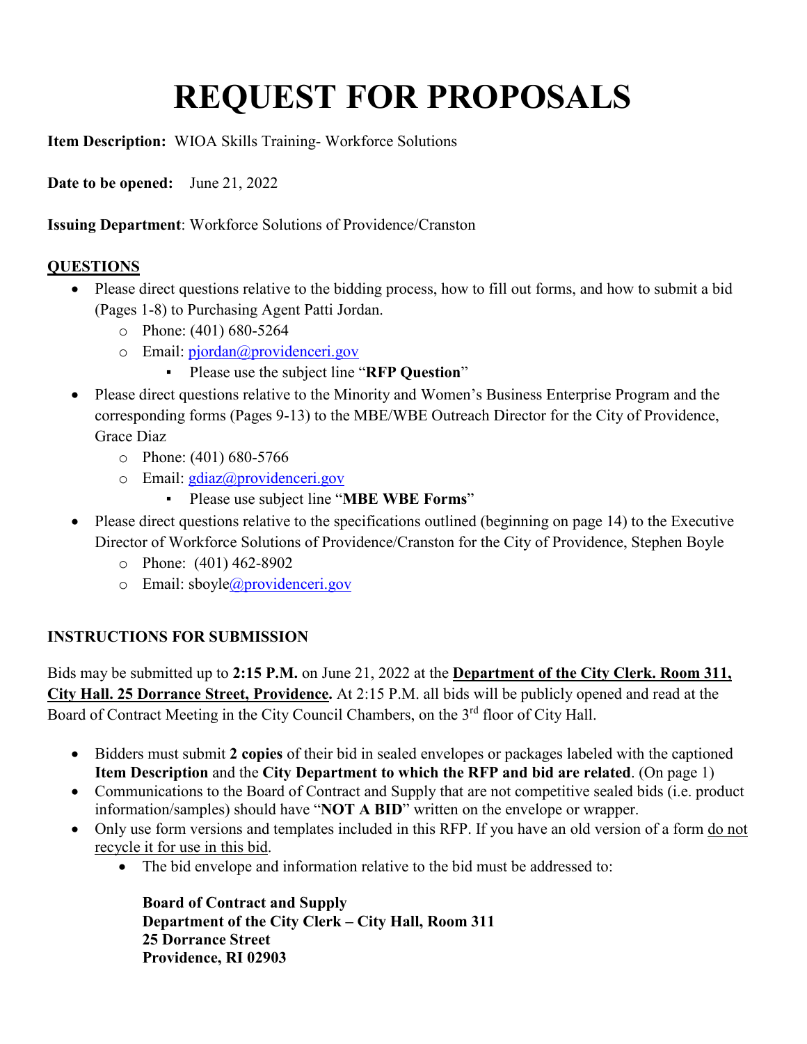# REQUEST FOR PROPOSALS

**Item Description:** WIOA Skills Training- Workforce Solutions

**Date to be opened:** June 21, 2022

**Issuing Department**: Workforce Solutions of Providence/Cranston

**QUESTIONS**

- Please direct questions relative to the bidding process, how to fill out forms, and how to submit a bid (Pages 1-8) to Purchasing Agent Patti Jordan.
  - Phone: (401) 680-5264
  - Email: pjordan@providenceri.gov
    - Please use the subject line "**RFP Question**"
- Please direct questions relative to the Minority and Women's Business Enterprise Program and the corresponding forms (Pages 9-13) to the MBE/WBE Outreach Director for the City of Providence, Grace Diaz
  - Phone: (401) 680-5766
  - Email: gdiaz@providenceri.gov
    - Please use subject line "**MBE WBE Forms**"
- Please direct questions relative to the specifications outlined (beginning on page 14) to the Executive Director of Workforce Solutions of Providence/Cranston for the City of Providence, Stephen Boyle
  - Phone: (401) 462-8902
  - Email: sboyle@providenceri.gov

**INSTRUCTIONS FOR SUBMISSION**

Bids may be submitted up to **2:15 P.M.** on June 21, 2022 at the **Department of the City Clerk. Room 311, City Hall. 25 Dorrance Street, Providence.** At 2:15 P.M. all bids will be publicly opened and read at the Board of Contract Meeting in the City Council Chambers, on the 3rd floor of City Hall.

- Bidders must submit **2 copies** of their bid in sealed envelopes or packages labeled with the captioned **Item Description** and the **City Department to which the RFP and bid are related**. (On page 1)
- Communications to the Board of Contract and Supply that are not competitive sealed bids (i.e. product information/samples) should have "**NOT A BID**" written on the envelope or wrapper.
- Only use form versions and templates included in this RFP. If you have an old version of a form do not recycle it for use in this bid.
  - The bid envelope and information relative to the bid must be addressed to:

    **Board of Contract and Supply**
    **Department of the City Clerk – City Hall, Room 311**
    **25 Dorrance Street**
    **Providence, RI 02903**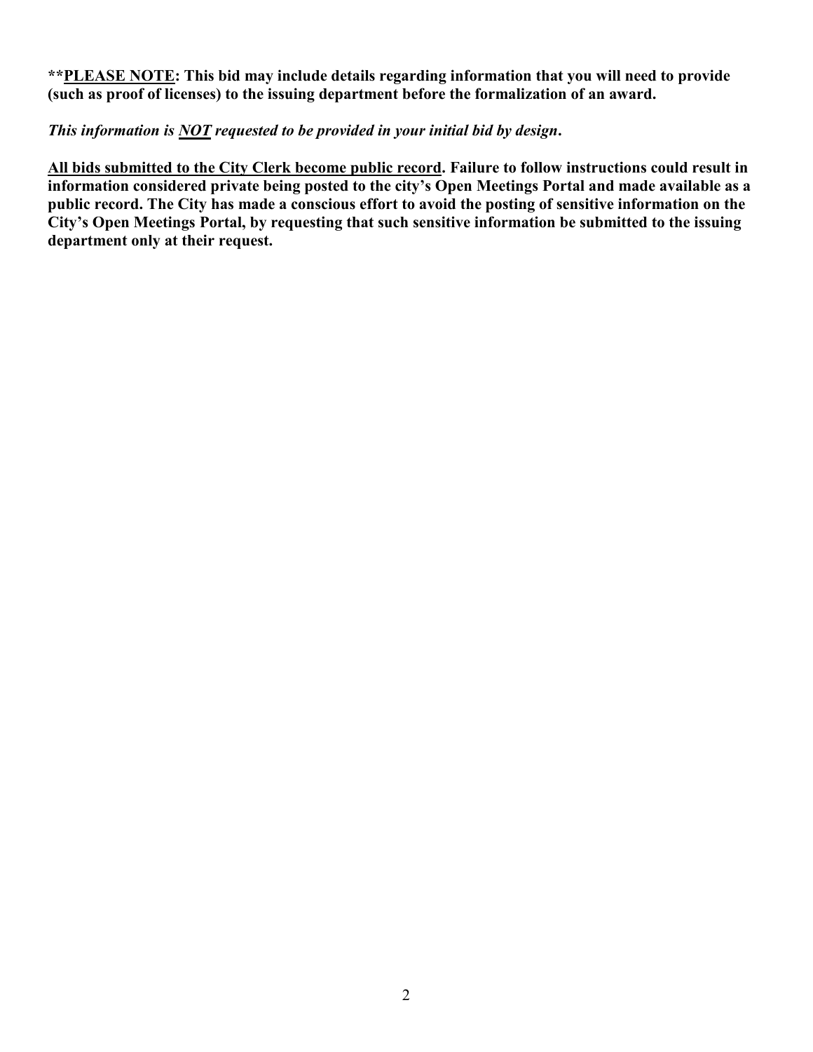**\*\*<u>PLEASE NOTE</u>: This bid may include details regarding information that you will need to provide (such as proof of licenses) to the issuing department before the formalization of an award.**

***This information is <u>NOT</u> requested to be provided in your initial bid by design.***

**<u>All bids submitted to the City Clerk become public record</u>. Failure to follow instructions could result in information considered private being posted to the city's Open Meetings Portal and made available as a public record. The City has made a conscious effort to avoid the posting of sensitive information on the City's Open Meetings Portal, by requesting that such sensitive information be submitted to the issuing department only at their request.**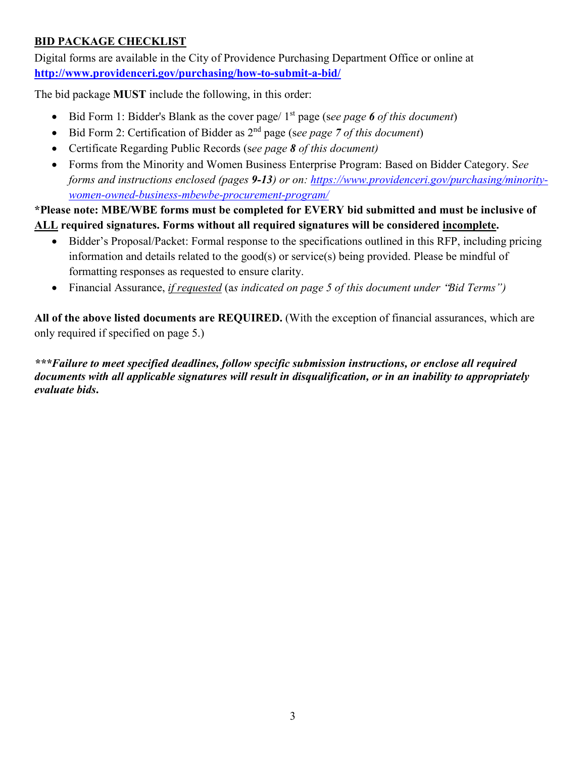**<u>BID PACKAGE CHECKLIST</u>**

Digital forms are available in the City of Providence Purchasing Department Office or online at **http://www.providenceri.gov/purchasing/how-to-submit-a-bid/**

The bid package **MUST** include the following, in this order:

- Bid Form 1: Bidder's Blank as the cover page/ 1st page (s*ee page **6** of this document*)
- Bid Form 2: Certification of Bidder as 2nd page (s*ee page **7** of this document*)
- Certificate Regarding Public Records (s*ee page **8** of this document)*
- Forms from the Minority and Women Business Enterprise Program: Based on Bidder Category. S*ee forms and instructions enclosed (pages **9-13**) or on: https://www.providenceri.gov/purchasing/minority-women-owned-business-mbewbe-procurement-program/*

**\*Please note: MBE/WBE forms must be completed for EVERY bid submitted and must be inclusive of <u>ALL</u> required signatures. Forms without all required signatures will be considered <u>incomplete</u>.**

- Bidder's Proposal/Packet: Formal response to the specifications outlined in this RFP, including pricing information and details related to the good(s) or service(s) being provided. Please be mindful of formatting responses as requested to ensure clarity.
- Financial Assurance, *<u>if requested</u>* (a*s indicated on page 5 of this document under "Bid Terms")*

**All of the above listed documents are REQUIRED.** (With the exception of financial assurances, which are only required if specified on page 5.)

***\*\*\*Failure to meet specified deadlines, follow specific submission instructions, or enclose all required documents with all applicable signatures will result in disqualification, or in an inability to appropriately evaluate bids.***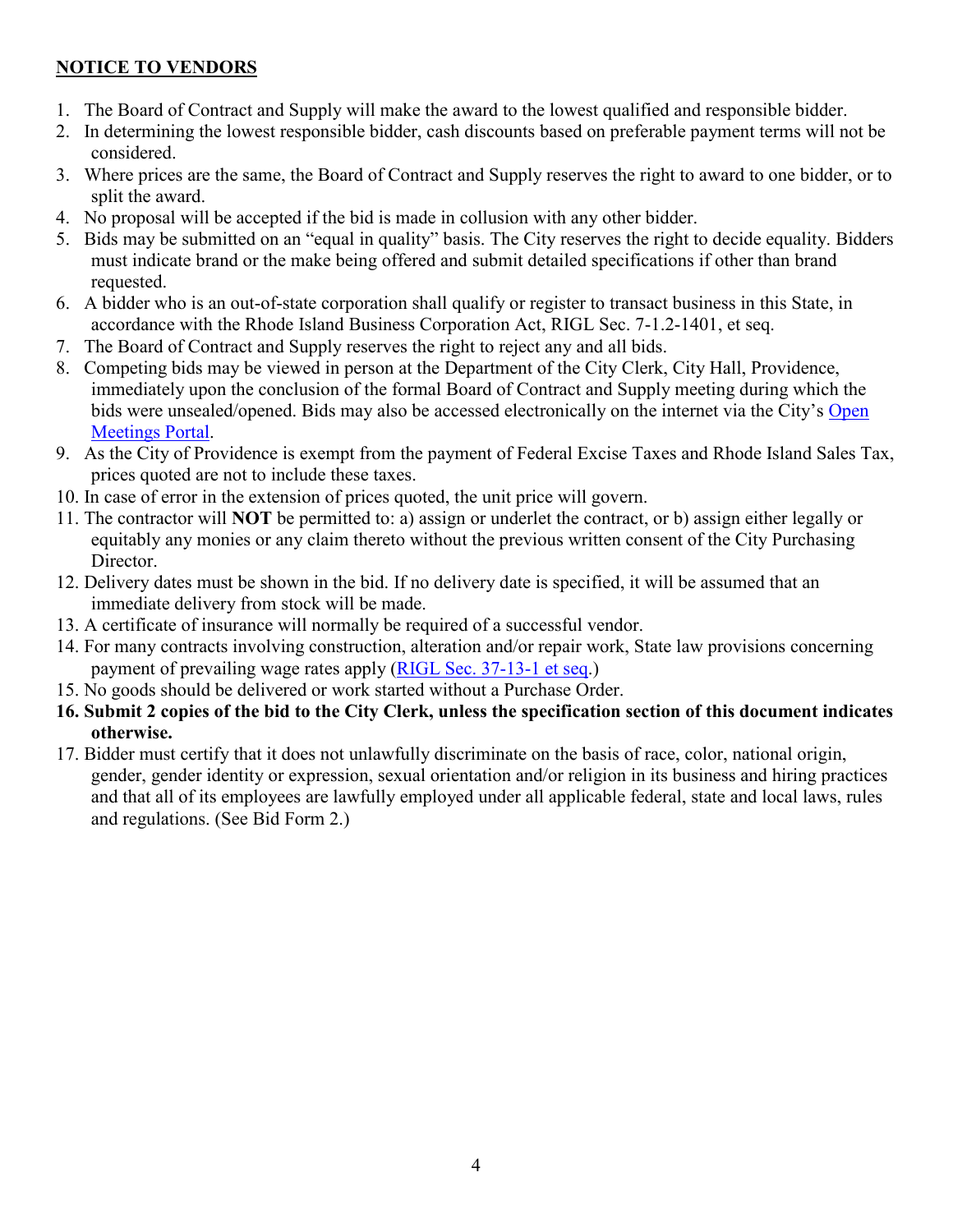**NOTICE TO VENDORS**

1. The Board of Contract and Supply will make the award to the lowest qualified and responsible bidder.
2. In determining the lowest responsible bidder, cash discounts based on preferable payment terms will not be considered.
3. Where prices are the same, the Board of Contract and Supply reserves the right to award to one bidder, or to split the award.
4. No proposal will be accepted if the bid is made in collusion with any other bidder.
5. Bids may be submitted on an "equal in quality" basis. The City reserves the right to decide equality. Bidders must indicate brand or the make being offered and submit detailed specifications if other than brand requested.
6. A bidder who is an out-of-state corporation shall qualify or register to transact business in this State, in accordance with the Rhode Island Business Corporation Act, RIGL Sec. 7-1.2-1401, et seq.
7. The Board of Contract and Supply reserves the right to reject any and all bids.
8. Competing bids may be viewed in person at the Department of the City Clerk, City Hall, Providence, immediately upon the conclusion of the formal Board of Contract and Supply meeting during which the bids were unsealed/opened. Bids may also be accessed electronically on the internet via the City's Open Meetings Portal.
9. As the City of Providence is exempt from the payment of Federal Excise Taxes and Rhode Island Sales Tax, prices quoted are not to include these taxes.
10. In case of error in the extension of prices quoted, the unit price will govern.
11. The contractor will **NOT** be permitted to: a) assign or underlet the contract, or b) assign either legally or equitably any monies or any claim thereto without the previous written consent of the City Purchasing Director.
12. Delivery dates must be shown in the bid. If no delivery date is specified, it will be assumed that an immediate delivery from stock will be made.
13. A certificate of insurance will normally be required of a successful vendor.
14. For many contracts involving construction, alteration and/or repair work, State law provisions concerning payment of prevailing wage rates apply (RIGL Sec. 37-13-1 et seq.)
15. No goods should be delivered or work started without a Purchase Order.
16. **Submit 2 copies of the bid to the City Clerk, unless the specification section of this document indicates otherwise.**
17. Bidder must certify that it does not unlawfully discriminate on the basis of race, color, national origin, gender, gender identity or expression, sexual orientation and/or religion in its business and hiring practices and that all of its employees are lawfully employed under all applicable federal, state and local laws, rules and regulations. (See Bid Form 2.)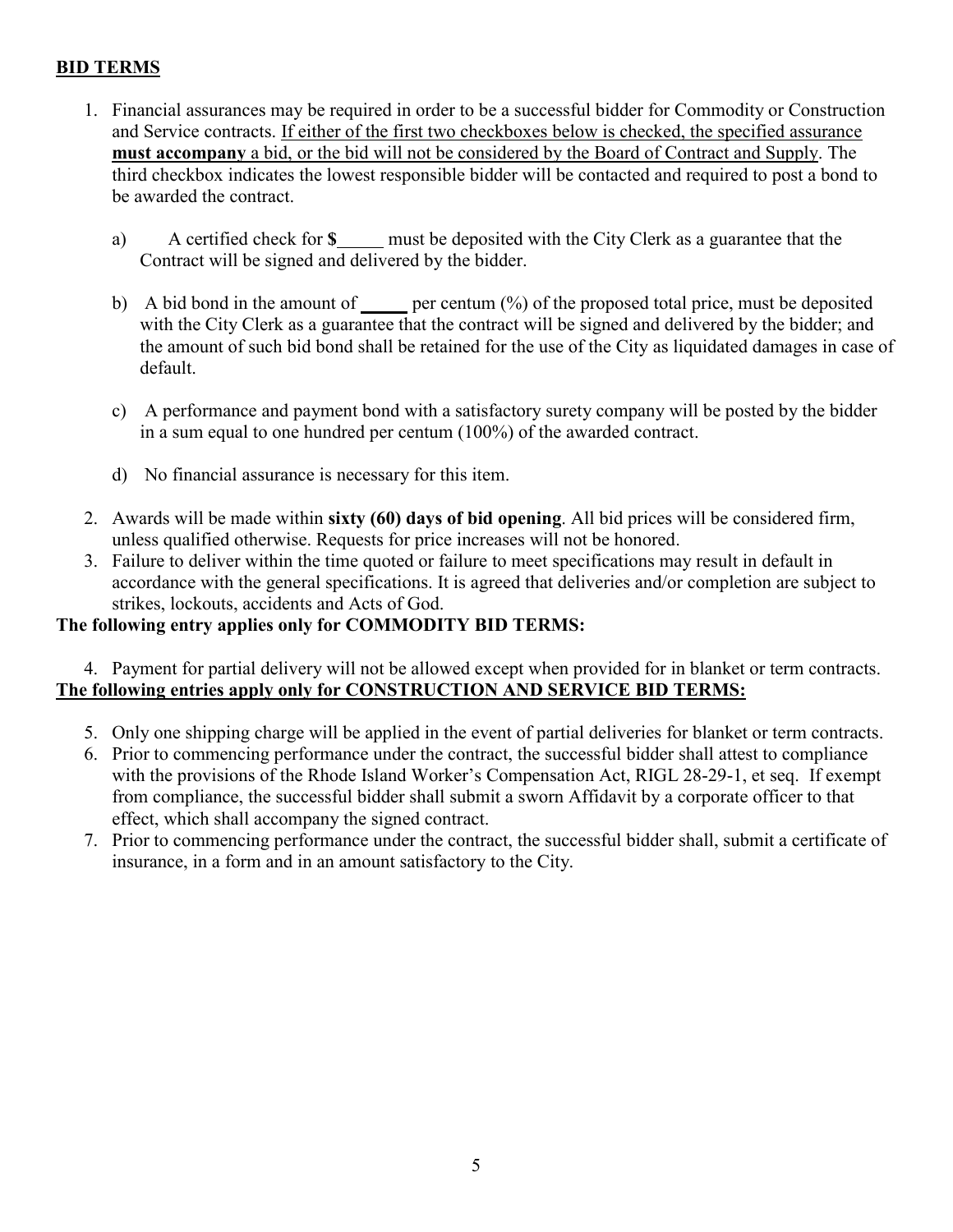**BID TERMS**

1. Financial assurances may be required in order to be a successful bidder for Commodity or Construction and Service contracts. If either of the first two checkboxes below is checked, the specified assurance **must accompany** a bid, or the bid will not be considered by the Board of Contract and Supply. The third checkbox indicates the lowest responsible bidder will be contacted and required to post a bond to be awarded the contract.

   a) A certified check for **$_____** must be deposited with the City Clerk as a guarantee that the Contract will be signed and delivered by the bidder.

   b) A bid bond in the amount of _____ per centum (%) of the proposed total price, must be deposited with the City Clerk as a guarantee that the contract will be signed and delivered by the bidder; and the amount of such bid bond shall be retained for the use of the City as liquidated damages in case of default.

   c) A performance and payment bond with a satisfactory surety company will be posted by the bidder in a sum equal to one hundred per centum (100%) of the awarded contract.

   d) No financial assurance is necessary for this item.

2. Awards will be made within **sixty (60) days of bid opening**. All bid prices will be considered firm, unless qualified otherwise. Requests for price increases will not be honored.
3. Failure to deliver within the time quoted or failure to meet specifications may result in default in accordance with the general specifications. It is agreed that deliveries and/or completion are subject to strikes, lockouts, accidents and Acts of God.

**The following entry applies only for COMMODITY BID TERMS:**

4. Payment for partial delivery will not be allowed except when provided for in blanket or term contracts.

**The following entries apply only for CONSTRUCTION AND SERVICE BID TERMS:**

5. Only one shipping charge will be applied in the event of partial deliveries for blanket or term contracts.
6. Prior to commencing performance under the contract, the successful bidder shall attest to compliance with the provisions of the Rhode Island Worker's Compensation Act, RIGL 28-29-1, et seq. If exempt from compliance, the successful bidder shall submit a sworn Affidavit by a corporate officer to that effect, which shall accompany the signed contract.
7. Prior to commencing performance under the contract, the successful bidder shall, submit a certificate of insurance, in a form and in an amount satisfactory to the City.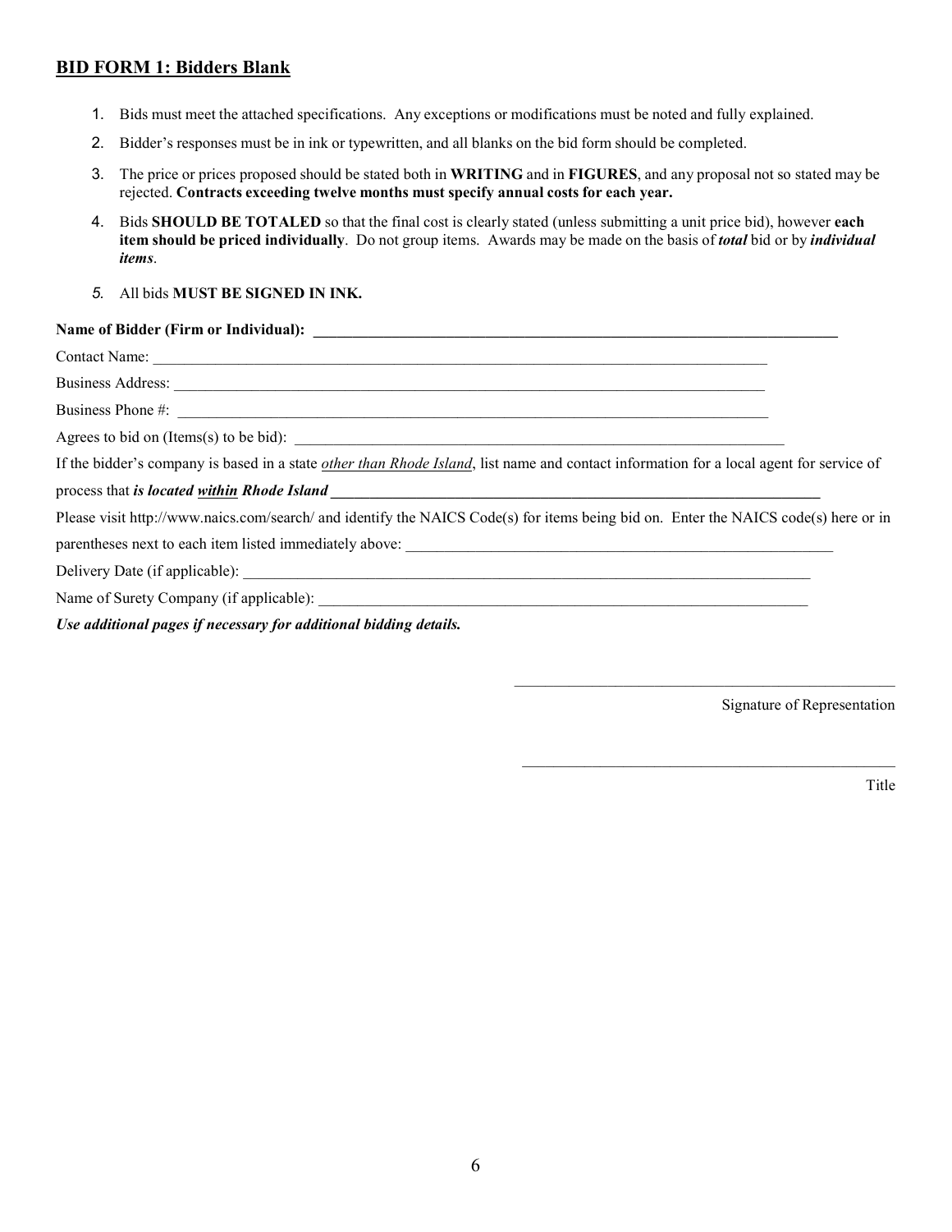## BID FORM 1: Bidders Blank

1. Bids must meet the attached specifications. Any exceptions or modifications must be noted and fully explained.
2. Bidder's responses must be in ink or typewritten, and all blanks on the bid form should be completed.
3. The price or prices proposed should be stated both in **WRITING** and in **FIGURES**, and any proposal not so stated may be rejected. **Contracts exceeding twelve months must specify annual costs for each year.**
4. Bids **SHOULD BE TOTALED** so that the final cost is clearly stated (unless submitting a unit price bid), however **each item should be priced individually**. Do not group items. Awards may be made on the basis of ***total*** bid or by ***individual items***.
5. All bids **MUST BE SIGNED IN INK.**

**Name of Bidder (Firm or Individual): ________________________________________________**

Contact Name: ________________________________________________

Business Address: ________________________________________________

Business Phone #: ________________________________________________

Agrees to bid on (Items(s) to be bid): ________________________________________________

If the bidder's company is based in a state *other than Rhode Island*, list name and contact information for a local agent for service of process that ***is located within Rhode Island*** ________________________________________________

Please visit http://www.naics.com/search/ and identify the NAICS Code(s) for items being bid on. Enter the NAICS code(s) here or in parentheses next to each item listed immediately above: ________________________________________________

Delivery Date (if applicable): ________________________________________________

Name of Surety Company (if applicable): ________________________________________________

***Use additional pages if necessary for additional bidding details.***

________________________________________________
Signature of Representation

________________________________________________
Title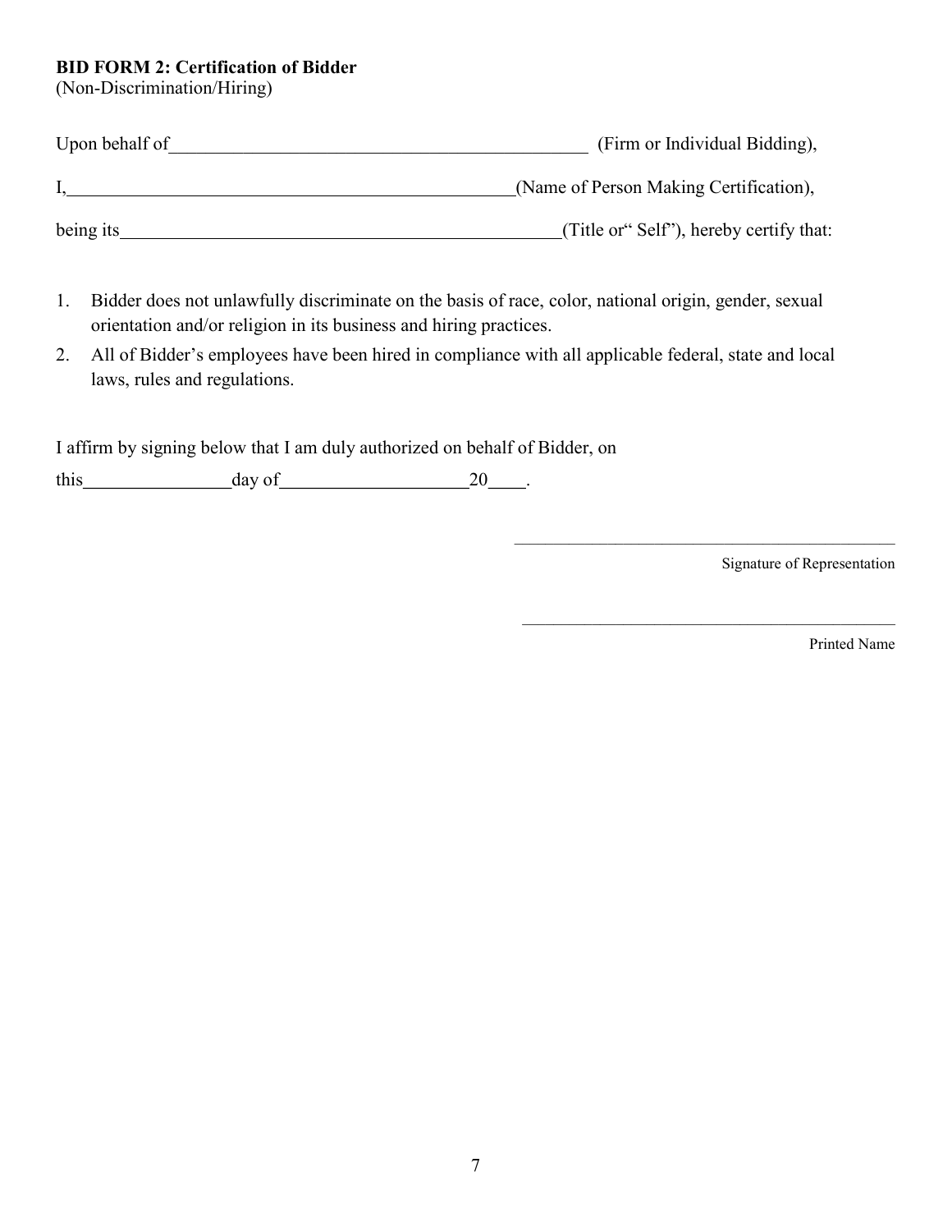**BID FORM 2: Certification of Bidder**
(Non-Discrimination/Hiring)

Upon behalf of\_\_\_\_\_\_\_\_\_\_\_\_\_\_\_\_\_\_\_\_\_\_\_\_\_\_\_\_\_\_\_\_\_\_\_\_\_\_\_\_\_\_\_\_\_\_ (Firm or Individual Bidding),

I,\_\_\_\_\_\_\_\_\_\_\_\_\_\_\_\_\_\_\_\_\_\_\_\_\_\_\_\_\_\_\_\_\_\_\_\_\_\_\_\_\_\_\_\_\_\_\_\_\_\_(Name of Person Making Certification),

being its\_\_\_\_\_\_\_\_\_\_\_\_\_\_\_\_\_\_\_\_\_\_\_\_\_\_\_\_\_\_\_\_\_\_\_\_\_\_\_\_\_\_\_\_\_\_\_\_\_\_(Title or" Self"), hereby certify that:

1. Bidder does not unlawfully discriminate on the basis of race, color, national origin, gender, sexual orientation and/or religion in its business and hiring practices.
2. All of Bidder's employees have been hired in compliance with all applicable federal, state and local laws, rules and regulations.

I affirm by signing below that I am duly authorized on behalf of Bidder, on

this\_\_\_\_\_\_\_\_\_\_\_\_\_\_\_\_day of\_\_\_\_\_\_\_\_\_\_\_\_\_\_\_\_\_\_\_\_20\_\_\_\_.

\_\_\_\_\_\_\_\_\_\_\_\_\_\_\_\_\_\_\_\_\_\_\_\_\_\_\_\_\_\_\_\_\_\_\_\_\_\_\_\_\_\_\_\_
Signature of Representation

\_\_\_\_\_\_\_\_\_\_\_\_\_\_\_\_\_\_\_\_\_\_\_\_\_\_\_\_\_\_\_\_\_\_\_\_\_\_\_\_\_\_\_\_
Printed Name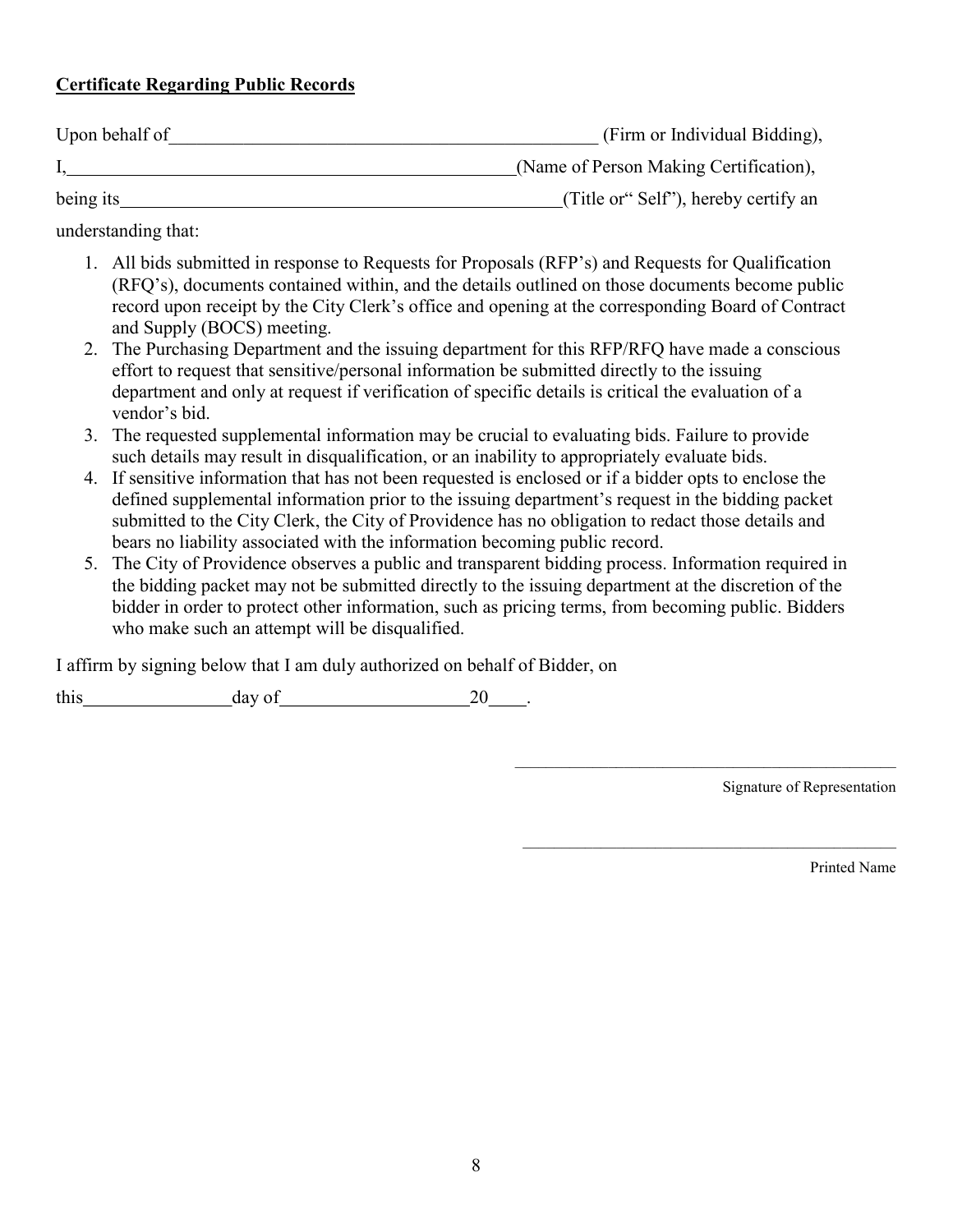**Certificate Regarding Public Records**

Upon behalf of_______________________________________________ (Firm or Individual Bidding),

I,_______________________________________________(Name of Person Making Certification),

being its_______________________________________________(Title or" Self"), hereby certify an understanding that:

1. All bids submitted in response to Requests for Proposals (RFP's) and Requests for Qualification (RFQ's), documents contained within, and the details outlined on those documents become public record upon receipt by the City Clerk's office and opening at the corresponding Board of Contract and Supply (BOCS) meeting.
2. The Purchasing Department and the issuing department for this RFP/RFQ have made a conscious effort to request that sensitive/personal information be submitted directly to the issuing department and only at request if verification of specific details is critical the evaluation of a vendor's bid.
3. The requested supplemental information may be crucial to evaluating bids. Failure to provide such details may result in disqualification, or an inability to appropriately evaluate bids.
4. If sensitive information that has not been requested is enclosed or if a bidder opts to enclose the defined supplemental information prior to the issuing department's request in the bidding packet submitted to the City Clerk, the City of Providence has no obligation to redact those details and bears no liability associated with the information becoming public record.
5. The City of Providence observes a public and transparent bidding process. Information required in the bidding packet may not be submitted directly to the issuing department at the discretion of the bidder in order to protect other information, such as pricing terms, from becoming public. Bidders who make such an attempt will be disqualified.

I affirm by signing below that I am duly authorized on behalf of Bidder, on

this_______________day of____________________20____.

_____________________________________________

Signature of Representation

_____________________________________________

Printed Name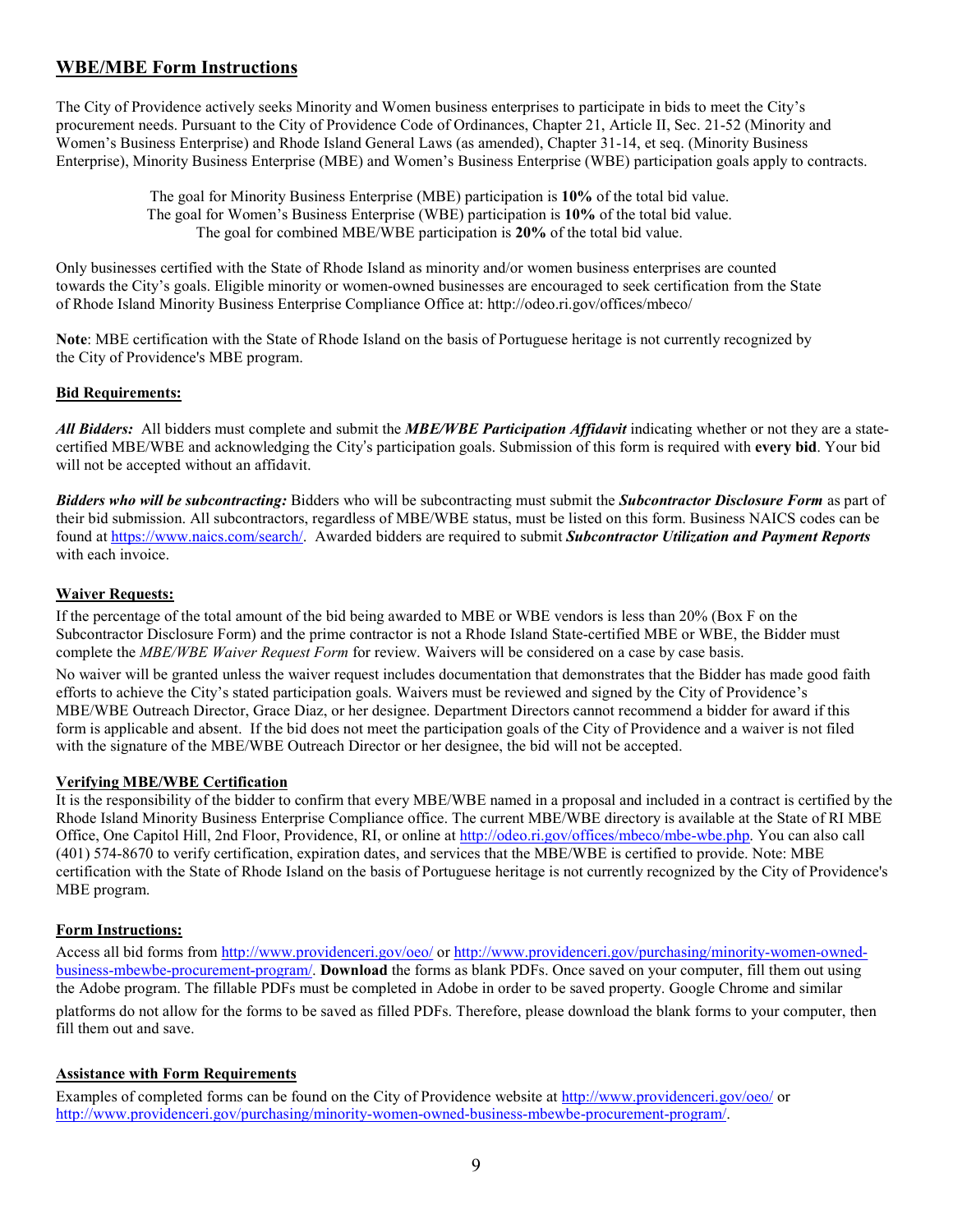## WBE/MBE Form Instructions

The City of Providence actively seeks Minority and Women business enterprises to participate in bids to meet the City's procurement needs. Pursuant to the City of Providence Code of Ordinances, Chapter 21, Article II, Sec. 21-52 (Minority and Women's Business Enterprise) and Rhode Island General Laws (as amended), Chapter 31-14, et seq. (Minority Business Enterprise), Minority Business Enterprise (MBE) and Women's Business Enterprise (WBE) participation goals apply to contracts.

The goal for Minority Business Enterprise (MBE) participation is **10%** of the total bid value.
The goal for Women's Business Enterprise (WBE) participation is **10%** of the total bid value.
The goal for combined MBE/WBE participation is **20%** of the total bid value.

Only businesses certified with the State of Rhode Island as minority and/or women business enterprises are counted towards the City's goals. Eligible minority or women-owned businesses are encouraged to seek certification from the State of Rhode Island Minority Business Enterprise Compliance Office at: http://odeo.ri.gov/offices/mbeco/

**Note**: MBE certification with the State of Rhode Island on the basis of Portuguese heritage is not currently recognized by the City of Providence's MBE program.

### Bid Requirements:

***All Bidders:*** All bidders must complete and submit the ***MBE/WBE Participation Affidavit*** indicating whether or not they are a state-certified MBE/WBE and acknowledging the City's participation goals. Submission of this form is required with **every bid**. Your bid will not be accepted without an affidavit.

***Bidders who will be subcontracting:*** Bidders who will be subcontracting must submit the ***Subcontractor Disclosure Form*** as part of their bid submission. All subcontractors, regardless of MBE/WBE status, must be listed on this form. Business NAICS codes can be found at https://www.naics.com/search/. Awarded bidders are required to submit ***Subcontractor Utilization and Payment Reports*** with each invoice.

### Waiver Requests:

If the percentage of the total amount of the bid being awarded to MBE or WBE vendors is less than 20% (Box F on the Subcontractor Disclosure Form) and the prime contractor is not a Rhode Island State-certified MBE or WBE, the Bidder must complete the *MBE/WBE Waiver Request Form* for review. Waivers will be considered on a case by case basis.

No waiver will be granted unless the waiver request includes documentation that demonstrates that the Bidder has made good faith efforts to achieve the City's stated participation goals. Waivers must be reviewed and signed by the City of Providence's MBE/WBE Outreach Director, Grace Diaz, or her designee. Department Directors cannot recommend a bidder for award if this form is applicable and absent. If the bid does not meet the participation goals of the City of Providence and a waiver is not filed with the signature of the MBE/WBE Outreach Director or her designee, the bid will not be accepted.

### Verifying MBE/WBE Certification

It is the responsibility of the bidder to confirm that every MBE/WBE named in a proposal and included in a contract is certified by the Rhode Island Minority Business Enterprise Compliance office. The current MBE/WBE directory is available at the State of RI MBE Office, One Capitol Hill, 2nd Floor, Providence, RI, or online at http://odeo.ri.gov/offices/mbeco/mbe-wbe.php. You can also call (401) 574-8670 to verify certification, expiration dates, and services that the MBE/WBE is certified to provide. Note: MBE certification with the State of Rhode Island on the basis of Portuguese heritage is not currently recognized by the City of Providence's MBE program.

### Form Instructions:

Access all bid forms from http://www.providenceri.gov/oeo/ or http://www.providenceri.gov/purchasing/minority-women-owned-business-mbewbe-procurement-program/. **Download** the forms as blank PDFs. Once saved on your computer, fill them out using the Adobe program. The fillable PDFs must be completed in Adobe in order to be saved property. Google Chrome and similar platforms do not allow for the forms to be saved as filled PDFs. Therefore, please download the blank forms to your computer, then fill them out and save.

### Assistance with Form Requirements

Examples of completed forms can be found on the City of Providence website at http://www.providenceri.gov/oeo/ or http://www.providenceri.gov/purchasing/minority-women-owned-business-mbewbe-procurement-program/.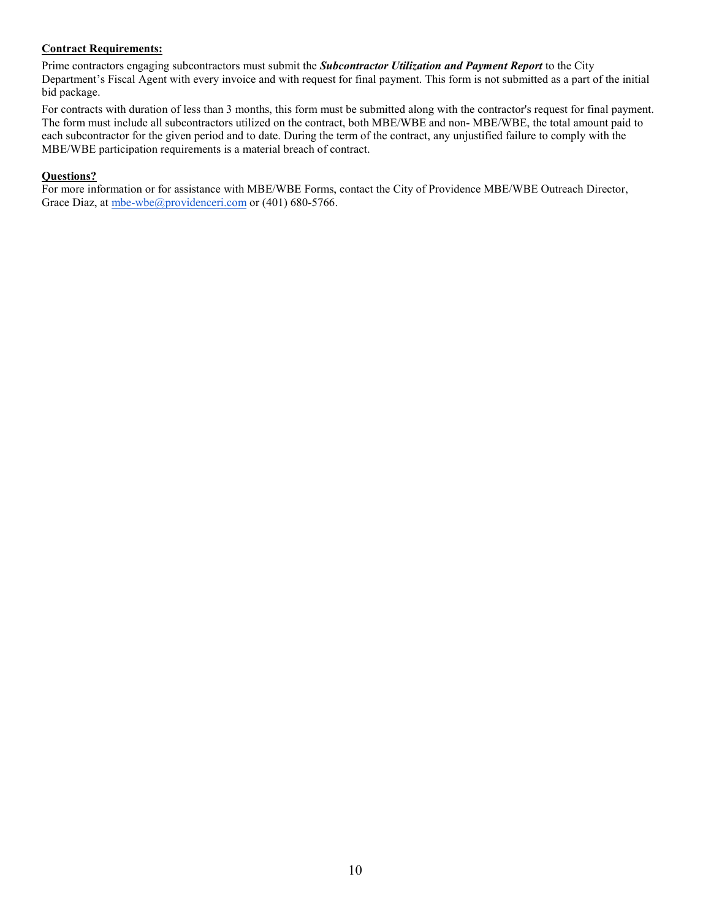**Contract Requirements:**

Prime contractors engaging subcontractors must submit the ***Subcontractor Utilization and Payment Report*** to the City Department's Fiscal Agent with every invoice and with request for final payment. This form is not submitted as a part of the initial bid package.

For contracts with duration of less than 3 months, this form must be submitted along with the contractor's request for final payment. The form must include all subcontractors utilized on the contract, both MBE/WBE and non- MBE/WBE, the total amount paid to each subcontractor for the given period and to date. During the term of the contract, any unjustified failure to comply with the MBE/WBE participation requirements is a material breach of contract.

**Questions?**

For more information or for assistance with MBE/WBE Forms, contact the City of Providence MBE/WBE Outreach Director, Grace Diaz, at mbe-wbe@providenceri.com or (401) 680-5766.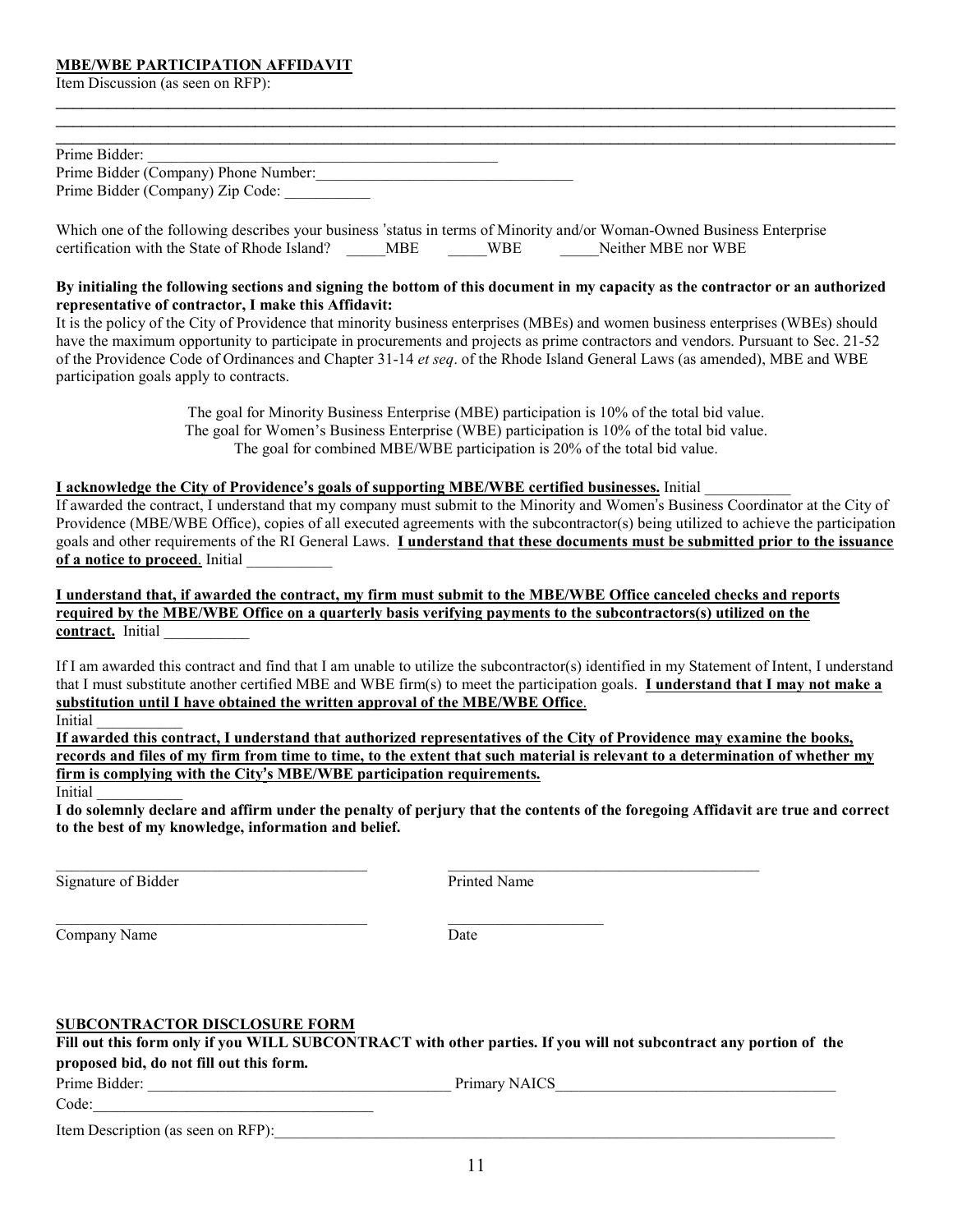**MBE/WBE PARTICIPATION AFFIDAVIT**

Item Discussion (as seen on RFP):

______________________________________________________________________________________________
______________________________________________________________________________________________
______________________________________________________________________________________________

Prime Bidder: _______________________________________________

Prime Bidder (Company) Phone Number:_________________________________

Prime Bidder (Company) Zip Code: ___________

Which one of the following describes your business 'status in terms of Minority and/or Woman-Owned Business Enterprise certification with the State of Rhode Island? _____MBE _____WBE _____Neither MBE nor WBE

**By initialing the following sections and signing the bottom of this document in my capacity as the contractor or an authorized representative of contractor, I make this Affidavit:**

It is the policy of the City of Providence that minority business enterprises (MBEs) and women business enterprises (WBEs) should have the maximum opportunity to participate in procurements and projects as prime contractors and vendors. Pursuant to Sec. 21-52 of the Providence Code of Ordinances and Chapter 31-14 *et seq*. of the Rhode Island General Laws (as amended), MBE and WBE participation goals apply to contracts.

The goal for Minority Business Enterprise (MBE) participation is 10% of the total bid value.
The goal for Women's Business Enterprise (WBE) participation is 10% of the total bid value.
The goal for combined MBE/WBE participation is 20% of the total bid value.

**I acknowledge the City of Providence's goals of supporting MBE/WBE certified businesses.** Initial ___________

If awarded the contract, I understand that my company must submit to the Minority and Women's Business Coordinator at the City of Providence (MBE/WBE Office), copies of all executed agreements with the subcontractor(s) being utilized to achieve the participation goals and other requirements of the RI General Laws. **I understand that these documents must be submitted prior to the issuance of a notice to proceed**. Initial ___________

**I understand that, if awarded the contract, my firm must submit to the MBE/WBE Office canceled checks and reports required by the MBE/WBE Office on a quarterly basis verifying payments to the subcontractors(s) utilized on the contract.** Initial ___________

If I am awarded this contract and find that I am unable to utilize the subcontractor(s) identified in my Statement of Intent, I understand that I must substitute another certified MBE and WBE firm(s) to meet the participation goals. **I understand that I may not make a substitution until I have obtained the written approval of the MBE/WBE Office**.
Initial ___________

**If awarded this contract, I understand that authorized representatives of the City of Providence may examine the books, records and files of my firm from time to time, to the extent that such material is relevant to a determination of whether my firm is complying with the City's MBE/WBE participation requirements.**
Initial ___________

**I do solemnly declare and affirm under the penalty of perjury that the contents of the foregoing Affidavit are true and correct to the best of my knowledge, information and belief.**

________________________________________ ________________________________________
Signature of Bidder Printed Name

________________________________________ ____________________
Company Name Date

**SUBCONTRACTOR DISCLOSURE FORM**

**Fill out this form only if you WILL SUBCONTRACT with other parties. If you will not subcontract any portion of the proposed bid, do not fill out this form.**

Prime Bidder: ______________________________________ Primary NAICS Code:____________________________________

Item Description (as seen on RFP):___________________________________________________________________________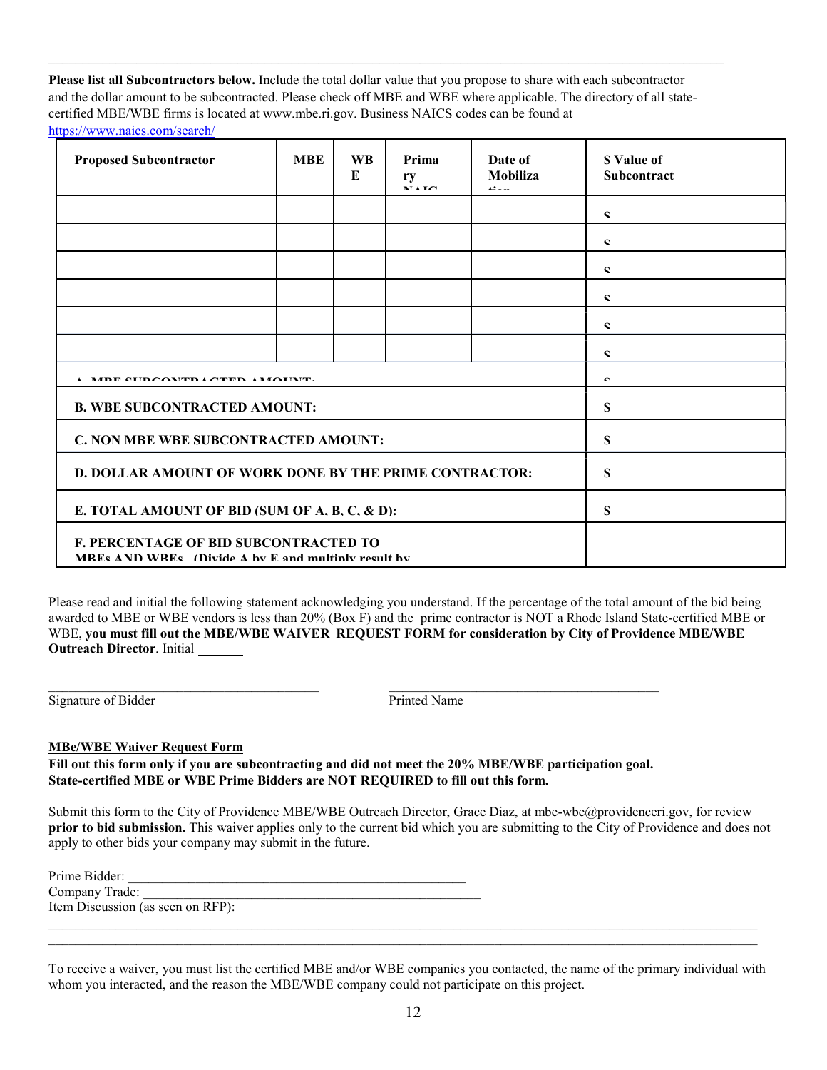**Please list all Subcontractors below.** Include the total dollar value that you propose to share with each subcontractor and the dollar amount to be subcontracted. Please check off MBE and WBE where applicable. The directory of all state-certified MBE/WBE firms is located at www.mbe.ri.gov. Business NAICS codes can be found at https://www.naics.com/search/

| Proposed Subcontractor | MBE | WBE | Primary NAIC | Date of Mobilization | $ Value of Subcontract |
|---|---|---|---|---|---|
| | | | | | $ |
| | | | | | $ |
| | | | | | $ |
| | | | | | $ |
| | | | | | $ |
| | | | | | $ |
| A. MBE SUBCONTRACTED AMOUNT: | | | | | $ |
| B. WBE SUBCONTRACTED AMOUNT: | | | | | $ |
| C. NON MBE WBE SUBCONTRACTED AMOUNT: | | | | | $ |
| D. DOLLAR AMOUNT OF WORK DONE BY THE PRIME CONTRACTOR: | | | | | $ |
| E. TOTAL AMOUNT OF BID (SUM OF A, B, C, & D): | | | | | $ |
| F. PERCENTAGE OF BID SUBCONTRACTED TO MBEs AND WBEs. (Divide A by E and multiply result by | | | | | |

Please read and initial the following statement acknowledging you understand. If the percentage of the total amount of the bid being awarded to MBE or WBE vendors is less than 20% (Box F) and the prime contractor is NOT a Rhode Island State-certified MBE or WBE, **you must fill out the MBE/WBE WAIVER REQUEST FORM for consideration by City of Providence MBE/WBE Outreach Director**. Initial _______

_________________________________________ _________________________________________

Signature of Bidder Printed Name

**MBe/WBE Waiver Request Form**

**Fill out this form only if you are subcontracting and did not meet the 20% MBE/WBE participation goal. State-certified MBE or WBE Prime Bidders are NOT REQUIRED to fill out this form.**

Submit this form to the City of Providence MBE/WBE Outreach Director, Grace Diaz, at mbe-wbe@providenceri.gov, for review **prior to bid submission.** This waiver applies only to the current bid which you are submitting to the City of Providence and does not apply to other bids your company may submit in the future.

Prime Bidder: ____________________________________________________

Company Trade: ____________________________________________________

Item Discussion (as seen on RFP):

______________________________________________________________________________________________________

______________________________________________________________________________________________________

To receive a waiver, you must list the certified MBE and/or WBE companies you contacted, the name of the primary individual with whom you interacted, and the reason the MBE/WBE company could not participate on this project.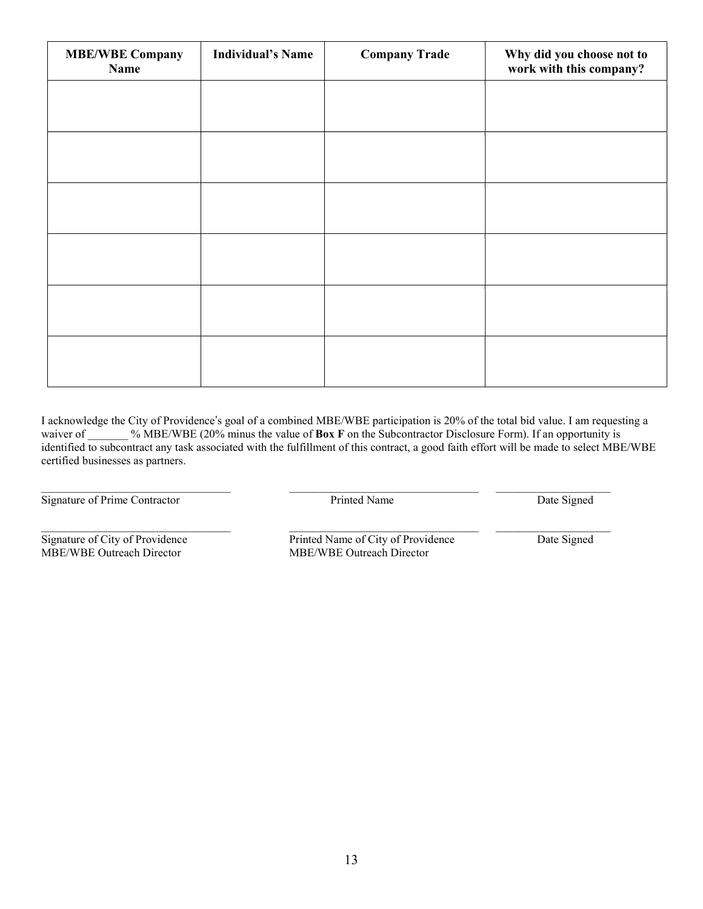| MBE/WBE Company Name | Individual's Name | Company Trade | Why did you choose not to work with this company? |
|---|---|---|---|
| | | | |
| | | | |
| | | | |
| | | | |
| | | | |
| | | | |

I acknowledge the City of Providence's goal of a combined MBE/WBE participation is 20% of the total bid value. I am requesting a waiver of _______ % MBE/WBE (20% minus the value of **Box F** on the Subcontractor Disclosure Form). If an opportunity is identified to subcontract any task associated with the fulfillment of this contract, a good faith effort will be made to select MBE/WBE certified businesses as partners.

| | | |
|---|---|---|
| ___________________________________ | ___________________________________ | ____________________ |
| Signature of Prime Contractor | Printed Name | Date Signed |
| ___________________________________ | ___________________________________ | ____________________ |
| Signature of City of Providence MBE/WBE Outreach Director | Printed Name of City of Providence MBE/WBE Outreach Director | Date Signed |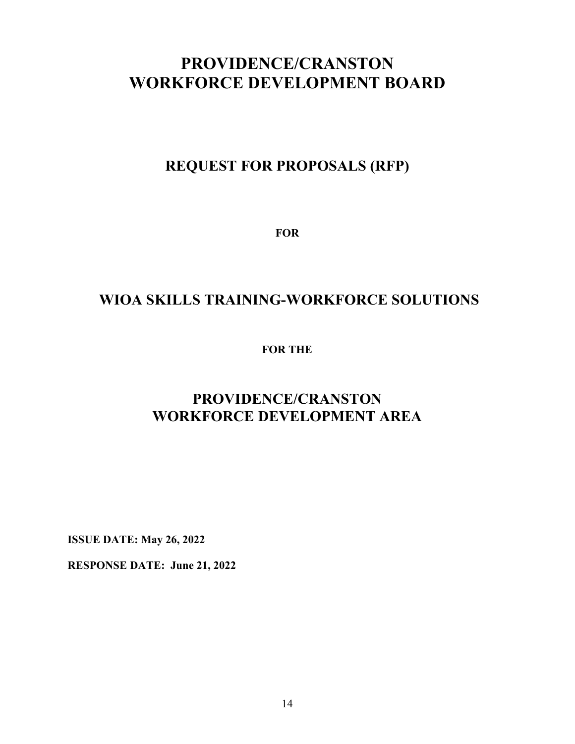# PROVIDENCE/CRANSTON WORKFORCE DEVELOPMENT BOARD

## REQUEST FOR PROPOSALS (RFP)

**FOR**

## WIOA SKILLS TRAINING-WORKFORCE SOLUTIONS

**FOR THE**

## PROVIDENCE/CRANSTON WORKFORCE DEVELOPMENT AREA

**ISSUE DATE: May 26, 2022**

**RESPONSE DATE: June 21, 2022**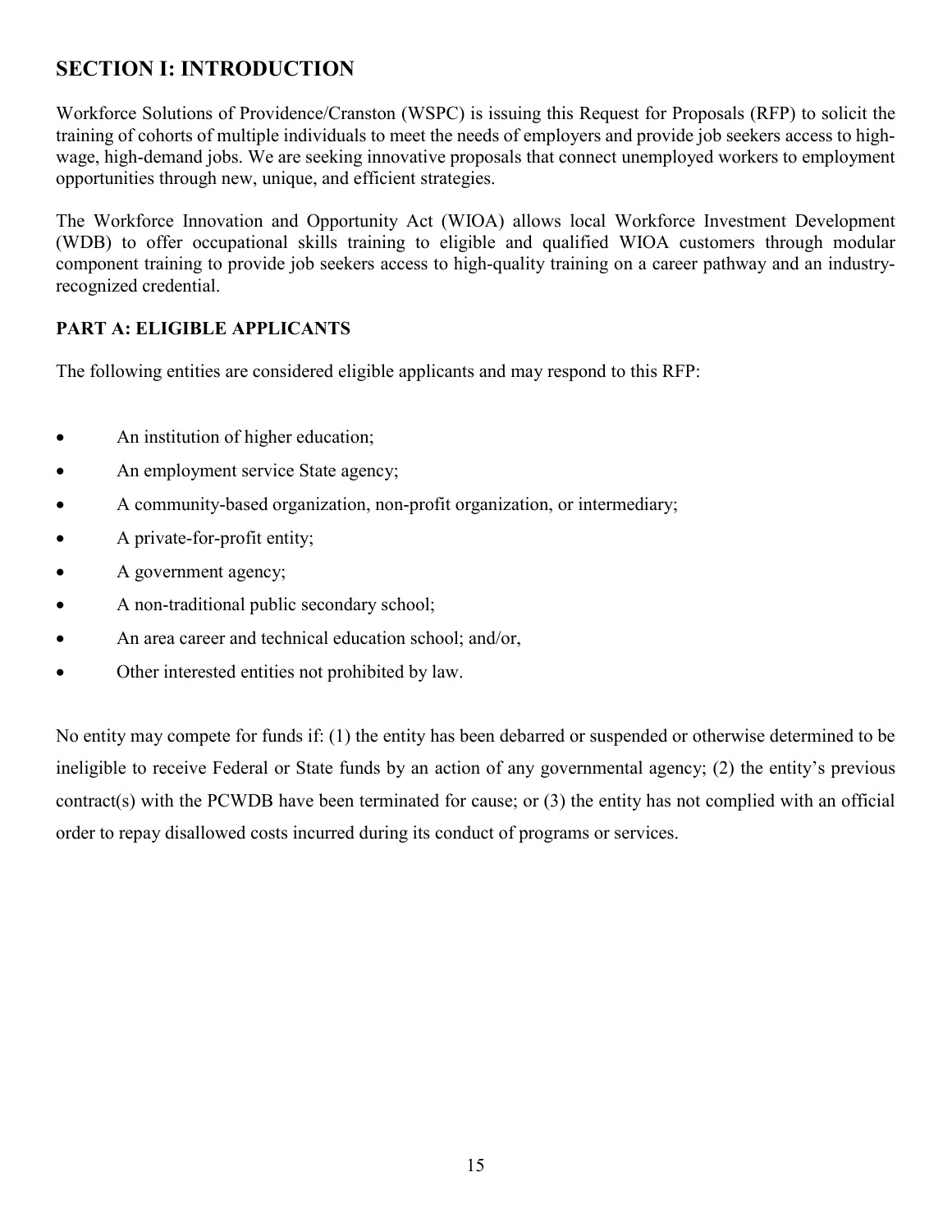## SECTION I: INTRODUCTION

Workforce Solutions of Providence/Cranston (WSPC) is issuing this Request for Proposals (RFP) to solicit the training of cohorts of multiple individuals to meet the needs of employers and provide job seekers access to high-wage, high-demand jobs. We are seeking innovative proposals that connect unemployed workers to employment opportunities through new, unique, and efficient strategies.

The Workforce Innovation and Opportunity Act (WIOA) allows local Workforce Investment Development (WDB) to offer occupational skills training to eligible and qualified WIOA customers through modular component training to provide job seekers access to high-quality training on a career pathway and an industry-recognized credential.

### PART A: ELIGIBLE APPLICANTS

The following entities are considered eligible applicants and may respond to this RFP:

- An institution of higher education;
- An employment service State agency;
- A community-based organization, non-profit organization, or intermediary;
- A private-for-profit entity;
- A government agency;
- A non-traditional public secondary school;
- An area career and technical education school; and/or,
- Other interested entities not prohibited by law.

No entity may compete for funds if: (1) the entity has been debarred or suspended or otherwise determined to be ineligible to receive Federal or State funds by an action of any governmental agency; (2) the entity's previous contract(s) with the PCWDB have been terminated for cause; or (3) the entity has not complied with an official order to repay disallowed costs incurred during its conduct of programs or services.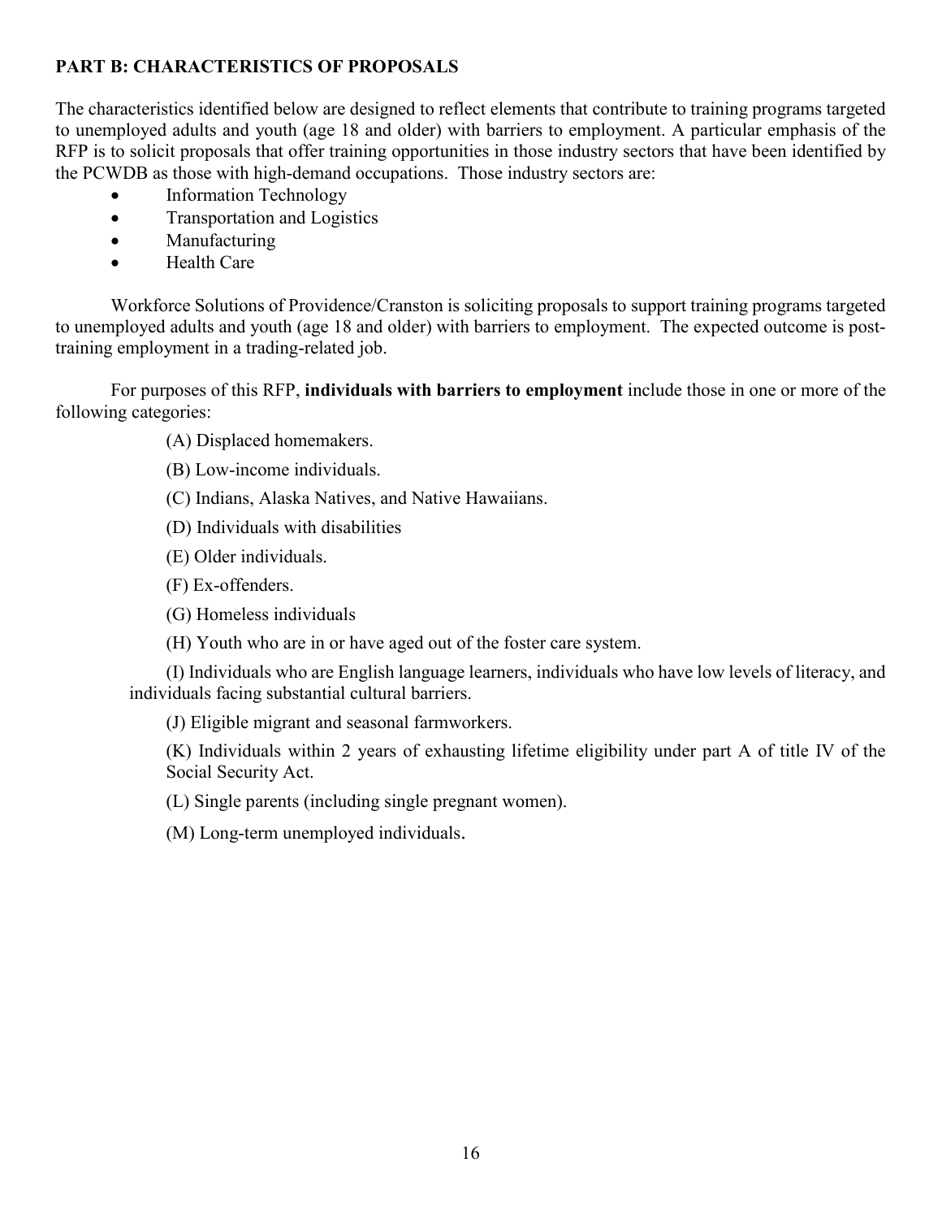**PART B: CHARACTERISTICS OF PROPOSALS**

The characteristics identified below are designed to reflect elements that contribute to training programs targeted to unemployed adults and youth (age 18 and older) with barriers to employment. A particular emphasis of the RFP is to solicit proposals that offer training opportunities in those industry sectors that have been identified by the PCWDB as those with high-demand occupations. Those industry sectors are:

- Information Technology
- Transportation and Logistics
- Manufacturing
- Health Care

Workforce Solutions of Providence/Cranston is soliciting proposals to support training programs targeted to unemployed adults and youth (age 18 and older) with barriers to employment. The expected outcome is post-training employment in a trading-related job.

For purposes of this RFP, **individuals with barriers to employment** include those in one or more of the following categories:

(A) Displaced homemakers.

(B) Low-income individuals.

(C) Indians, Alaska Natives, and Native Hawaiians.

(D) Individuals with disabilities

(E) Older individuals.

(F) Ex-offenders.

(G) Homeless individuals

(H) Youth who are in or have aged out of the foster care system.

(I) Individuals who are English language learners, individuals who have low levels of literacy, and individuals facing substantial cultural barriers.

(J) Eligible migrant and seasonal farmworkers.

(K) Individuals within 2 years of exhausting lifetime eligibility under part A of title IV of the Social Security Act.

(L) Single parents (including single pregnant women).

(M) Long-term unemployed individuals.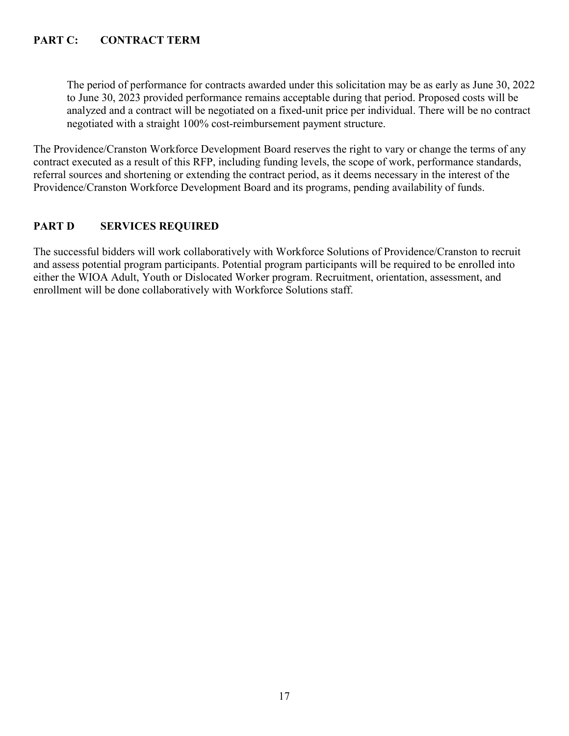## PART C: CONTRACT TERM

The period of performance for contracts awarded under this solicitation may be as early as June 30, 2022 to June 30, 2023 provided performance remains acceptable during that period. Proposed costs will be analyzed and a contract will be negotiated on a fixed-unit price per individual. There will be no contract negotiated with a straight 100% cost-reimbursement payment structure.

The Providence/Cranston Workforce Development Board reserves the right to vary or change the terms of any contract executed as a result of this RFP, including funding levels, the scope of work, performance standards, referral sources and shortening or extending the contract period, as it deems necessary in the interest of the Providence/Cranston Workforce Development Board and its programs, pending availability of funds.

## PART D SERVICES REQUIRED

The successful bidders will work collaboratively with Workforce Solutions of Providence/Cranston to recruit and assess potential program participants. Potential program participants will be required to be enrolled into either the WIOA Adult, Youth or Dislocated Worker program. Recruitment, orientation, assessment, and enrollment will be done collaboratively with Workforce Solutions staff.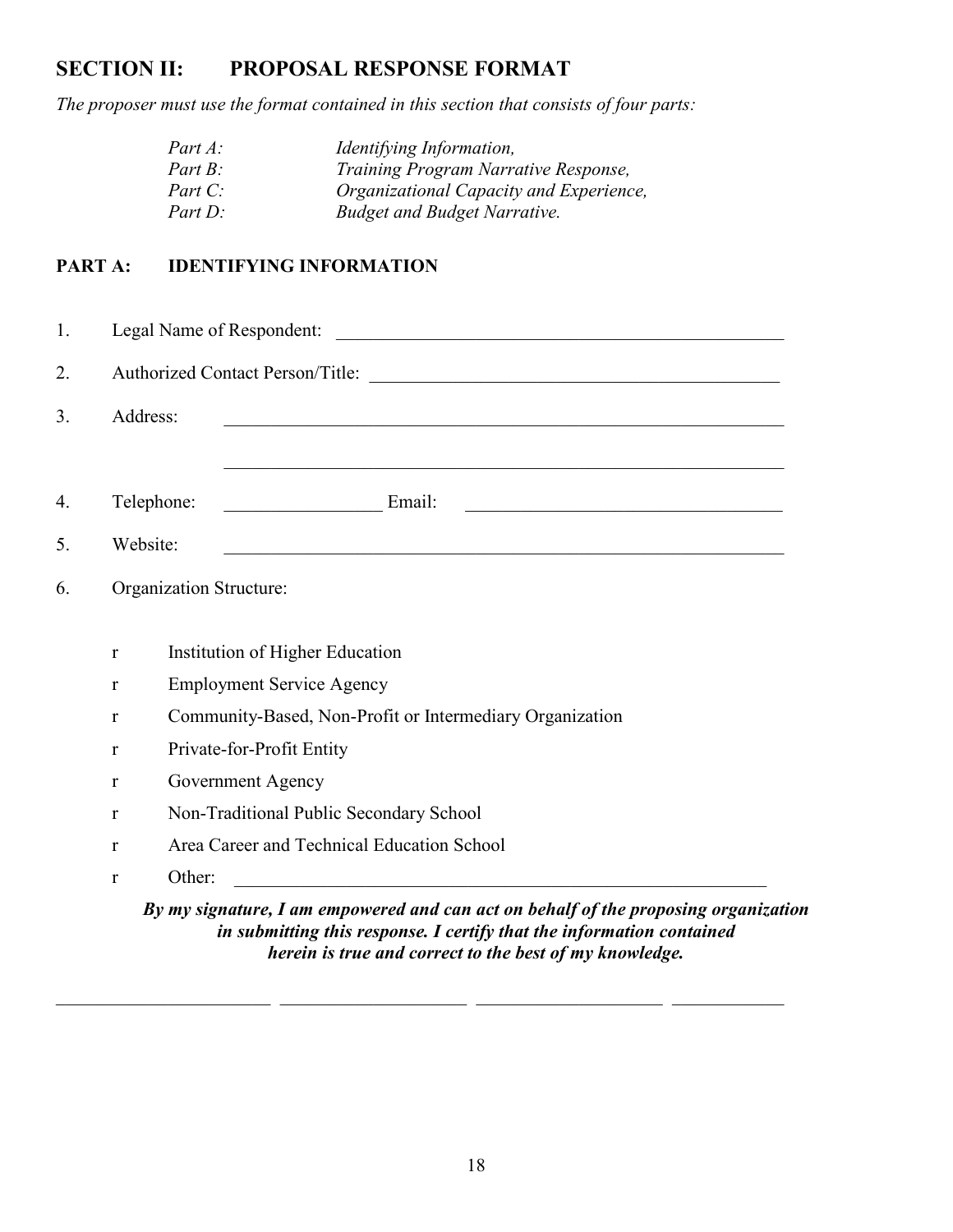## SECTION II: PROPOSAL RESPONSE FORMAT

*The proposer must use the format contained in this section that consists of four parts:*

*Part A: Identifying Information,*
*Part B: Training Program Narrative Response,*
*Part C: Organizational Capacity and Experience,*
*Part D: Budget and Budget Narrative.*

### PART A: IDENTIFYING INFORMATION

1. Legal Name of Respondent: ______________________________________________

2. Authorized Contact Person/Title: ___________________________________________

3. Address: ____________________________________________________________

   ____________________________________________________________

4. Telephone: _________________ Email: ________________________________

5. Website: ____________________________________________________________

6. Organization Structure:

   r Institution of Higher Education

   r Employment Service Agency

   r Community-Based, Non-Profit or Intermediary Organization

   r Private-for-Profit Entity

   r Government Agency

   r Non-Traditional Public Secondary School

   r Area Career and Technical Education School

   r Other: ____________________________________________________________

***By my signature, I am empowered and can act on behalf of the proposing organization in submitting this response. I certify that the information contained herein is true and correct to the best of my knowledge.***

________________________ ____________________ ____________________ ____________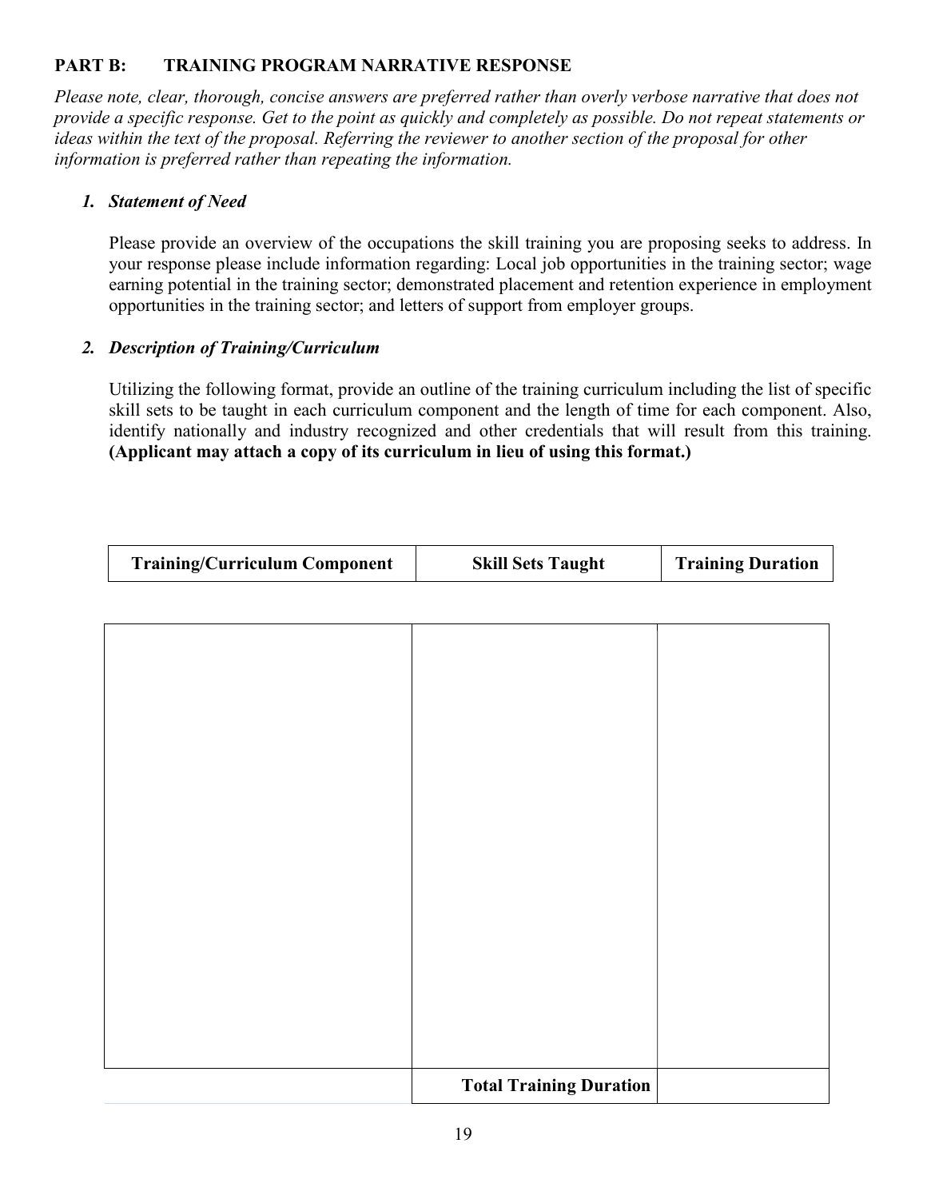## PART B: TRAINING PROGRAM NARRATIVE RESPONSE

*Please note, clear, thorough, concise answers are preferred rather than overly verbose narrative that does not provide a specific response. Get to the point as quickly and completely as possible. Do not repeat statements or ideas within the text of the proposal. Referring the reviewer to another section of the proposal for other information is preferred rather than repeating the information.*

1. ***Statement of Need***

   Please provide an overview of the occupations the skill training you are proposing seeks to address. In your response please include information regarding: Local job opportunities in the training sector; wage earning potential in the training sector; demonstrated placement and retention experience in employment opportunities in the training sector; and letters of support from employer groups.

2. ***Description of Training/Curriculum***

   Utilizing the following format, provide an outline of the training curriculum including the list of specific skill sets to be taught in each curriculum component and the length of time for each component. Also, identify nationally and industry recognized and other credentials that will result from this training. **(Applicant may attach a copy of its curriculum in lieu of using this format.)**

| Training/Curriculum Component | Skill Sets Taught | Training Duration |
|---|---|---|
| | | |
| | **Total Training Duration** | |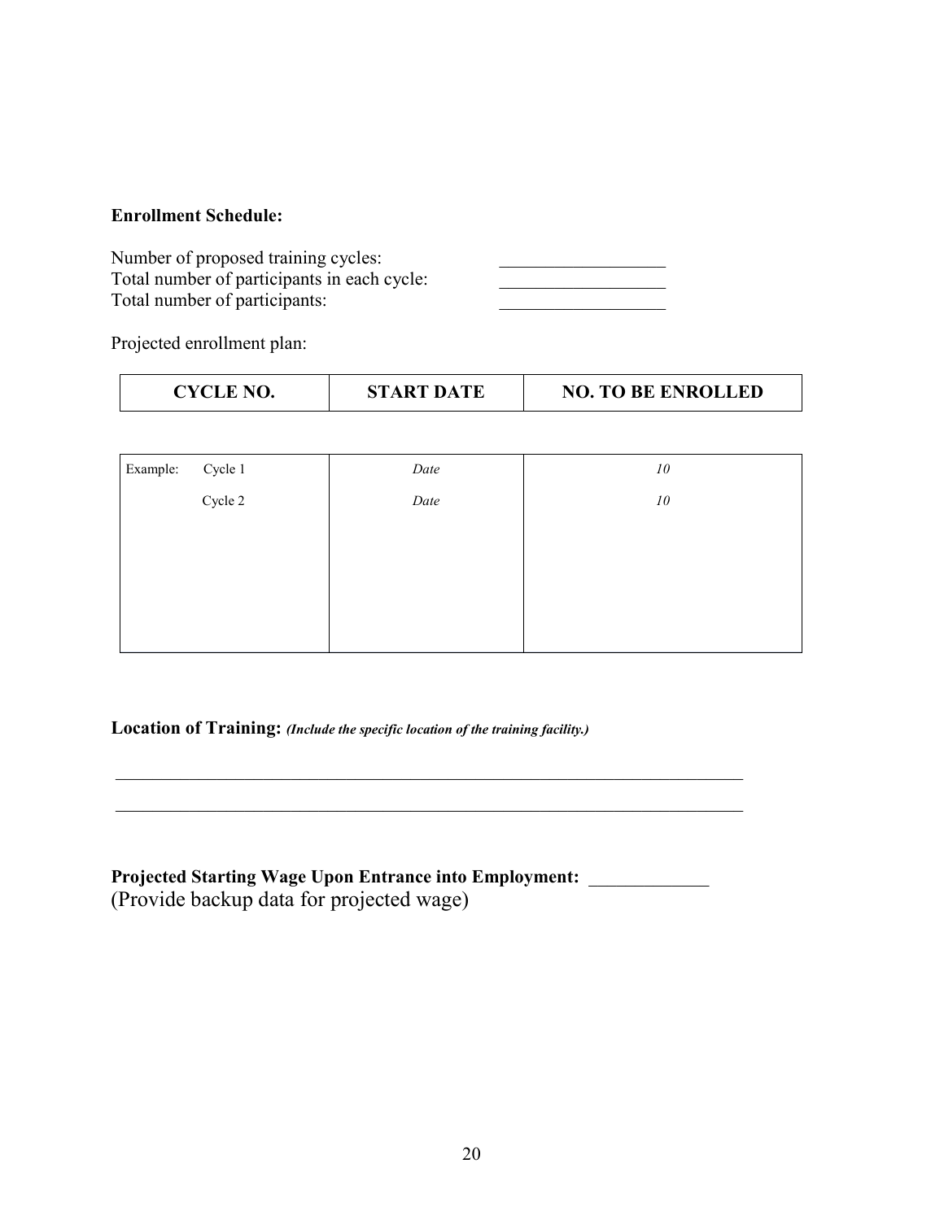**Enrollment Schedule:**

Number of proposed training cycles: \_\_\_\_\_\_\_\_\_\_\_\_\_\_\_\_\_\_
Total number of participants in each cycle: \_\_\_\_\_\_\_\_\_\_\_\_\_\_\_\_\_\_
Total number of participants: \_\_\_\_\_\_\_\_\_\_\_\_\_\_\_\_\_\_

Projected enrollment plan:

| CYCLE NO. | START DATE | NO. TO BE ENROLLED |
|---|---|---|
| Example: Cycle 1 | *Date* | *10* |
| Cycle 2 | *Date* | *10* |
| | | |

**Location of Training:** ***(Include the specific location of the training facility.)***

\_\_\_\_\_\_\_\_\_\_\_\_\_\_\_\_\_\_\_\_\_\_\_\_\_\_\_\_\_\_\_\_\_\_\_\_\_\_\_\_\_\_\_\_\_\_\_\_\_\_\_\_\_\_\_\_\_\_\_\_\_\_\_\_\_\_\_\_

\_\_\_\_\_\_\_\_\_\_\_\_\_\_\_\_\_\_\_\_\_\_\_\_\_\_\_\_\_\_\_\_\_\_\_\_\_\_\_\_\_\_\_\_\_\_\_\_\_\_\_\_\_\_\_\_\_\_\_\_\_\_\_\_\_\_\_\_

**Projected Starting Wage Upon Entrance into Employment:** \_\_\_\_\_\_\_\_\_\_\_\_\_
(Provide backup data for projected wage)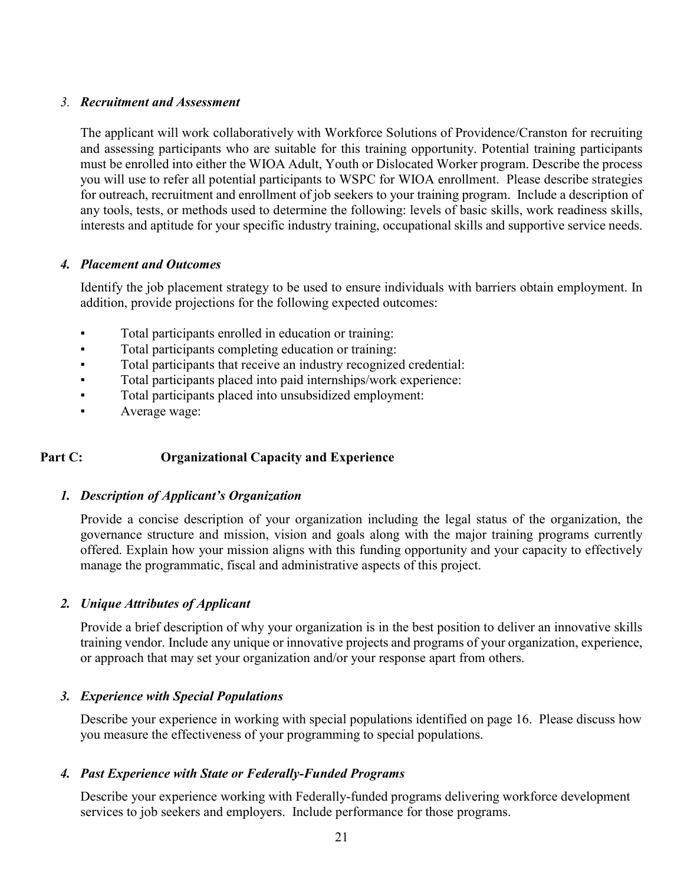*3. **Recruitment and Assessment***

The applicant will work collaboratively with Workforce Solutions of Providence/Cranston for recruiting and assessing participants who are suitable for this training opportunity. Potential training participants must be enrolled into either the WIOA Adult, Youth or Dislocated Worker program. Describe the process you will use to refer all potential participants to WSPC for WIOA enrollment. Please describe strategies for outreach, recruitment and enrollment of job seekers to your training program. Include a description of any tools, tests, or methods used to determine the following: levels of basic skills, work readiness skills, interests and aptitude for your specific industry training, occupational skills and supportive service needs.

***4. Placement and Outcomes***

Identify the job placement strategy to be used to ensure individuals with barriers obtain employment. In addition, provide projections for the following expected outcomes:

- Total participants enrolled in education or training:
- Total participants completing education or training:
- Total participants that receive an industry recognized credential:
- Total participants placed into paid internships/work experience:
- Total participants placed into unsubsidized employment:
- Average wage:

## Part C: Organizational Capacity and Experience

***1. Description of Applicant's Organization***

Provide a concise description of your organization including the legal status of the organization, the governance structure and mission, vision and goals along with the major training programs currently offered. Explain how your mission aligns with this funding opportunity and your capacity to effectively manage the programmatic, fiscal and administrative aspects of this project.

***2. Unique Attributes of Applicant***

Provide a brief description of why your organization is in the best position to deliver an innovative skills training vendor. Include any unique or innovative projects and programs of your organization, experience, or approach that may set your organization and/or your response apart from others.

***3. Experience with Special Populations***

Describe your experience in working with special populations identified on page 16. Please discuss how you measure the effectiveness of your programming to special populations.

***4. Past Experience with State or Federally-Funded Programs***

Describe your experience working with Federally-funded programs delivering workforce development services to job seekers and employers. Include performance for those programs.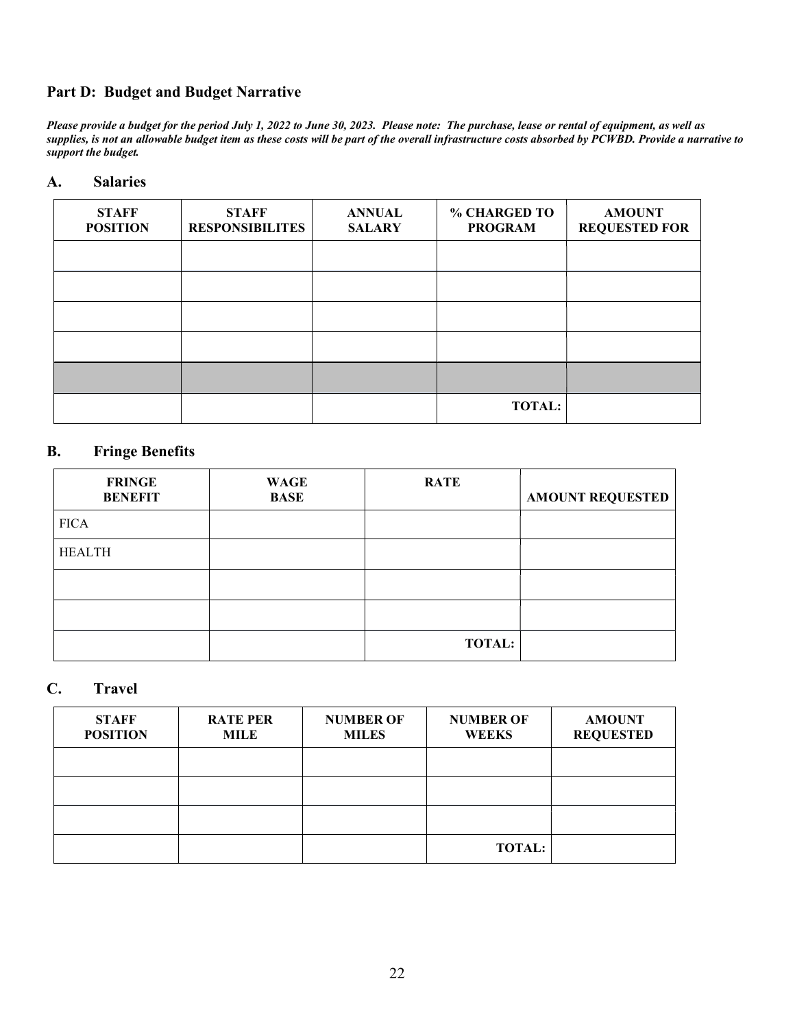## Part D: Budget and Budget Narrative

***Please provide a budget for the period July 1, 2022 to June 30, 2023. Please note: The purchase, lease or rental of equipment, as well as supplies, is not an allowable budget item as these costs will be part of the overall infrastructure costs absorbed by PCWBD. Provide a narrative to support the budget.***

### A. Salaries

| STAFF POSITION | STAFF RESPONSIBILITES | ANNUAL SALARY | % CHARGED TO PROGRAM | AMOUNT REQUESTED FOR |
|---|---|---|---|---|
| | | | | |
| | | | | |
| | | | | |
| | | | | |
| | | | | |
| | | | **TOTAL:** | |

### B. Fringe Benefits

| FRINGE BENEFIT | WAGE BASE | RATE | AMOUNT REQUESTED |
|---|---|---|---|
| FICA | | | |
| HEALTH | | | |
| | | | |
| | | | |
| | | **TOTAL:** | |

### C. Travel

| STAFF POSITION | RATE PER MILE | NUMBER OF MILES | NUMBER OF WEEKS | AMOUNT REQUESTED |
|---|---|---|---|---|
| | | | | |
| | | | | |
| | | | | |
| | | | **TOTAL:** | |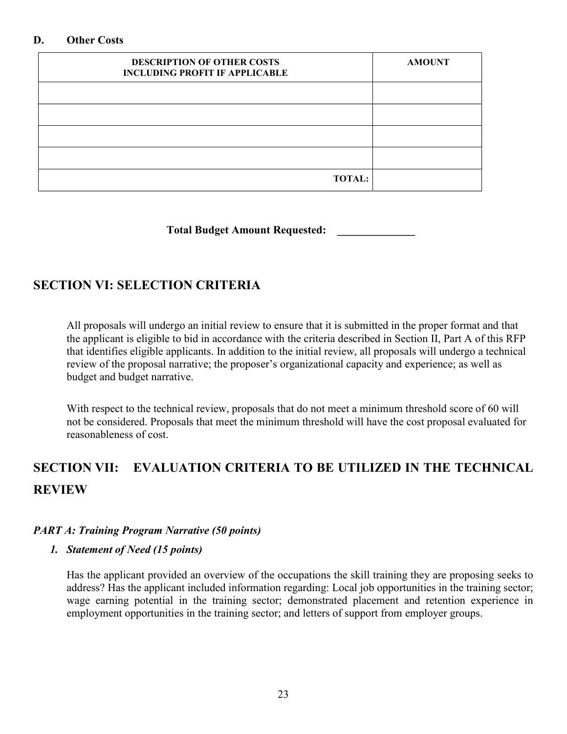**D. Other Costs**

| DESCRIPTION OF OTHER COSTS INCLUDING PROFIT IF APPLICABLE | AMOUNT |
| --- | --- |
| | |
| | |
| | |
| | |
| TOTAL: | |

**Total Budget Amount Requested: ______________**

## SECTION VI: SELECTION CRITERIA

All proposals will undergo an initial review to ensure that it is submitted in the proper format and that the applicant is eligible to bid in accordance with the criteria described in Section II, Part A of this RFP that identifies eligible applicants. In addition to the initial review, all proposals will undergo a technical review of the proposal narrative; the proposer's organizational capacity and experience; as well as budget and budget narrative.

With respect to the technical review, proposals that do not meet a minimum threshold score of 60 will not be considered. Proposals that meet the minimum threshold will have the cost proposal evaluated for reasonableness of cost.

## SECTION VII: EVALUATION CRITERIA TO BE UTILIZED IN THE TECHNICAL REVIEW

### *PART A: Training Program Narrative (50 points)*

1. ***Statement of Need (15 points)***

   Has the applicant provided an overview of the occupations the skill training they are proposing seeks to address? Has the applicant included information regarding: Local job opportunities in the training sector; wage earning potential in the training sector; demonstrated placement and retention experience in employment opportunities in the training sector; and letters of support from employer groups.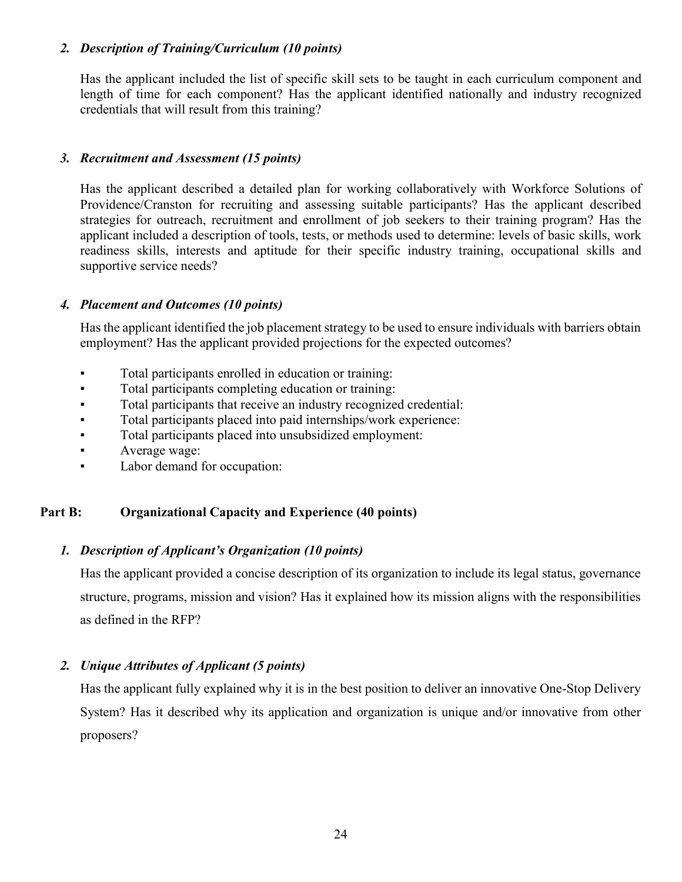### *2. Description of Training/Curriculum (10 points)*

Has the applicant included the list of specific skill sets to be taught in each curriculum component and length of time for each component? Has the applicant identified nationally and industry recognized credentials that will result from this training?

### *3. Recruitment and Assessment (15 points)*

Has the applicant described a detailed plan for working collaboratively with Workforce Solutions of Providence/Cranston for recruiting and assessing suitable participants? Has the applicant described strategies for outreach, recruitment and enrollment of job seekers to their training program? Has the applicant included a description of tools, tests, or methods used to determine: levels of basic skills, work readiness skills, interests and aptitude for their specific industry training, occupational skills and supportive service needs?

### *4. Placement and Outcomes (10 points)*

Has the applicant identified the job placement strategy to be used to ensure individuals with barriers obtain employment? Has the applicant provided projections for the expected outcomes?

- Total participants enrolled in education or training:
- Total participants completing education or training:
- Total participants that receive an industry recognized credential:
- Total participants placed into paid internships/work experience:
- Total participants placed into unsubsidized employment:
- Average wage:
- Labor demand for occupation:

## Part B: Organizational Capacity and Experience (40 points)

### *1. Description of Applicant's Organization (10 points)*

Has the applicant provided a concise description of its organization to include its legal status, governance structure, programs, mission and vision? Has it explained how its mission aligns with the responsibilities as defined in the RFP?

### *2. Unique Attributes of Applicant (5 points)*

Has the applicant fully explained why it is in the best position to deliver an innovative One-Stop Delivery System? Has it described why its application and organization is unique and/or innovative from other proposers?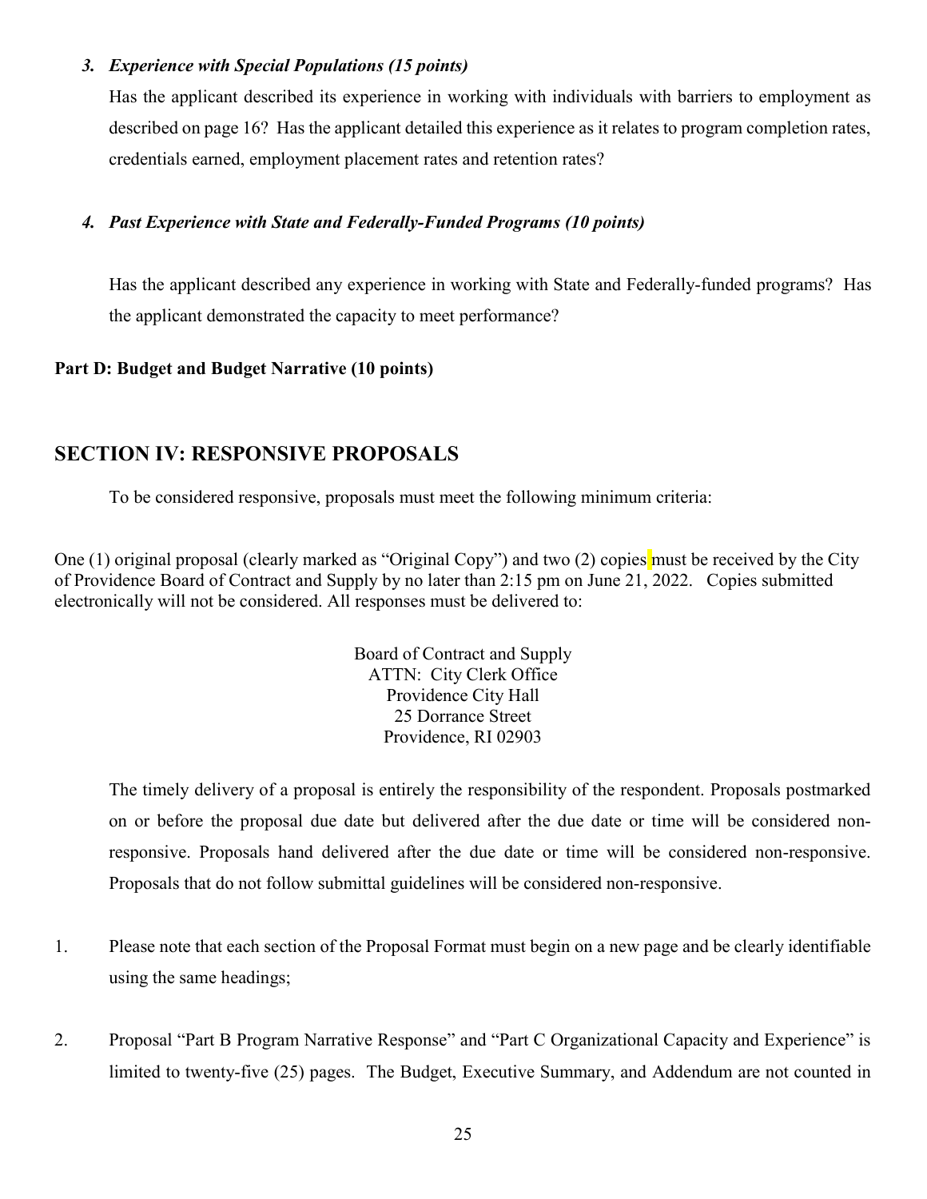3. ***Experience with Special Populations (15 points)***

   Has the applicant described its experience in working with individuals with barriers to employment as described on page 16? Has the applicant detailed this experience as it relates to program completion rates, credentials earned, employment placement rates and retention rates?

4. ***Past Experience with State and Federally-Funded Programs (10 points)***

   Has the applicant described any experience in working with State and Federally-funded programs? Has the applicant demonstrated the capacity to meet performance?

**Part D: Budget and Budget Narrative (10 points)**

## SECTION IV: RESPONSIVE PROPOSALS

To be considered responsive, proposals must meet the following minimum criteria:

One (1) original proposal (clearly marked as "Original Copy") and two (2) copies must be received by the City of Providence Board of Contract and Supply by no later than 2:15 pm on June 21, 2022. Copies submitted electronically will not be considered. All responses must be delivered to:

Board of Contract and Supply
ATTN: City Clerk Office
Providence City Hall
25 Dorrance Street
Providence, RI 02903

The timely delivery of a proposal is entirely the responsibility of the respondent. Proposals postmarked on or before the proposal due date but delivered after the due date or time will be considered non-responsive. Proposals hand delivered after the due date or time will be considered non-responsive. Proposals that do not follow submittal guidelines will be considered non-responsive.

1. Please note that each section of the Proposal Format must begin on a new page and be clearly identifiable using the same headings;

2. Proposal "Part B Program Narrative Response" and "Part C Organizational Capacity and Experience" is limited to twenty-five (25) pages. The Budget, Executive Summary, and Addendum are not counted in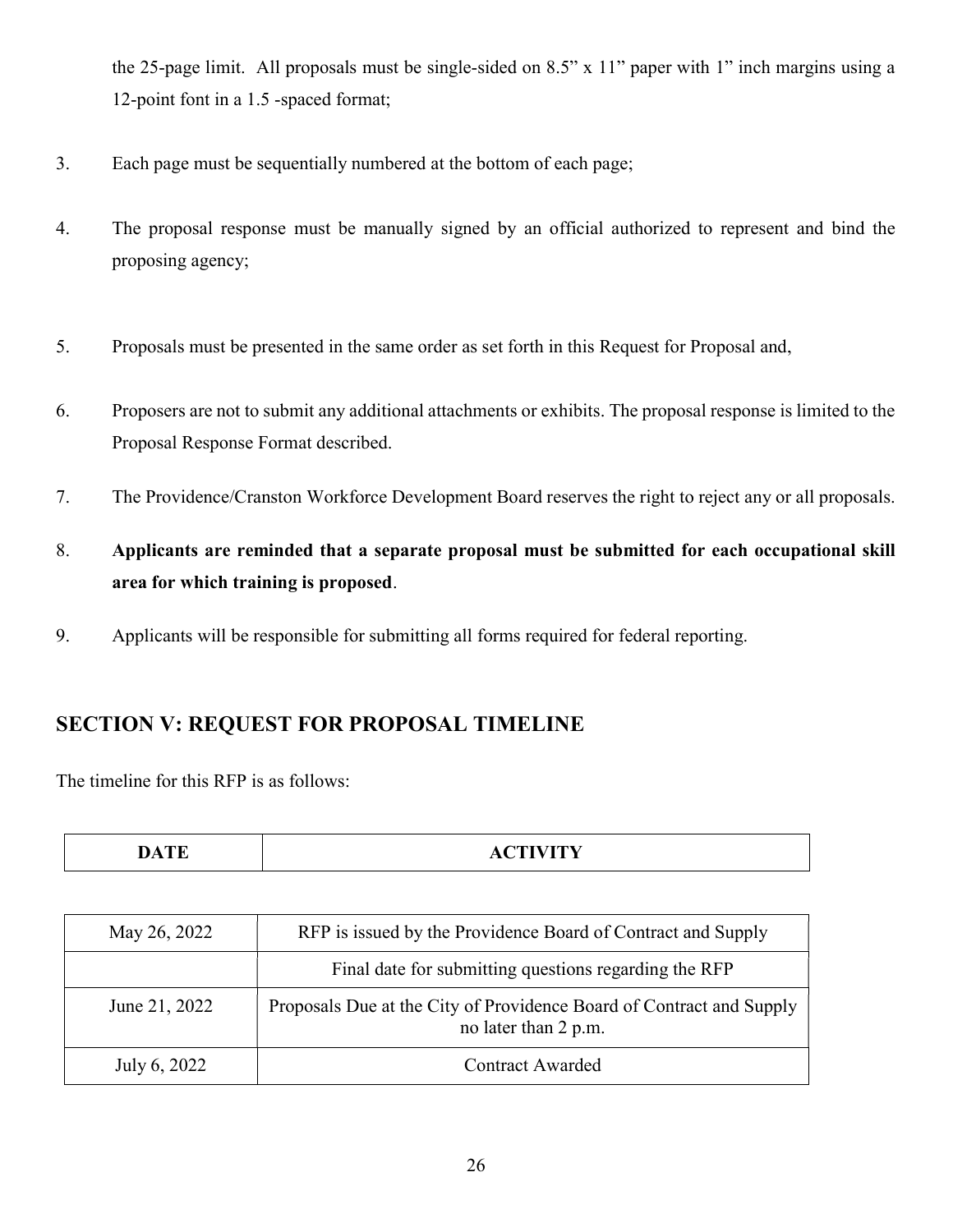the 25-page limit. All proposals must be single-sided on 8.5" x 11" paper with 1" inch margins using a 12-point font in a 1.5 -spaced format;

3. Each page must be sequentially numbered at the bottom of each page;

4. The proposal response must be manually signed by an official authorized to represent and bind the proposing agency;

5. Proposals must be presented in the same order as set forth in this Request for Proposal and,

6. Proposers are not to submit any additional attachments or exhibits. The proposal response is limited to the Proposal Response Format described.

7. The Providence/Cranston Workforce Development Board reserves the right to reject any or all proposals.

8. **Applicants are reminded that a separate proposal must be submitted for each occupational skill area for which training is proposed**.

9. Applicants will be responsible for submitting all forms required for federal reporting.

## SECTION V: REQUEST FOR PROPOSAL TIMELINE

The timeline for this RFP is as follows:

| DATE | ACTIVITY |
|---|---|
| May 26, 2022 | RFP is issued by the Providence Board of Contract and Supply |
| | Final date for submitting questions regarding the RFP |
| June 21, 2022 | Proposals Due at the City of Providence Board of Contract and Supply no later than 2 p.m. |
| July 6, 2022 | Contract Awarded |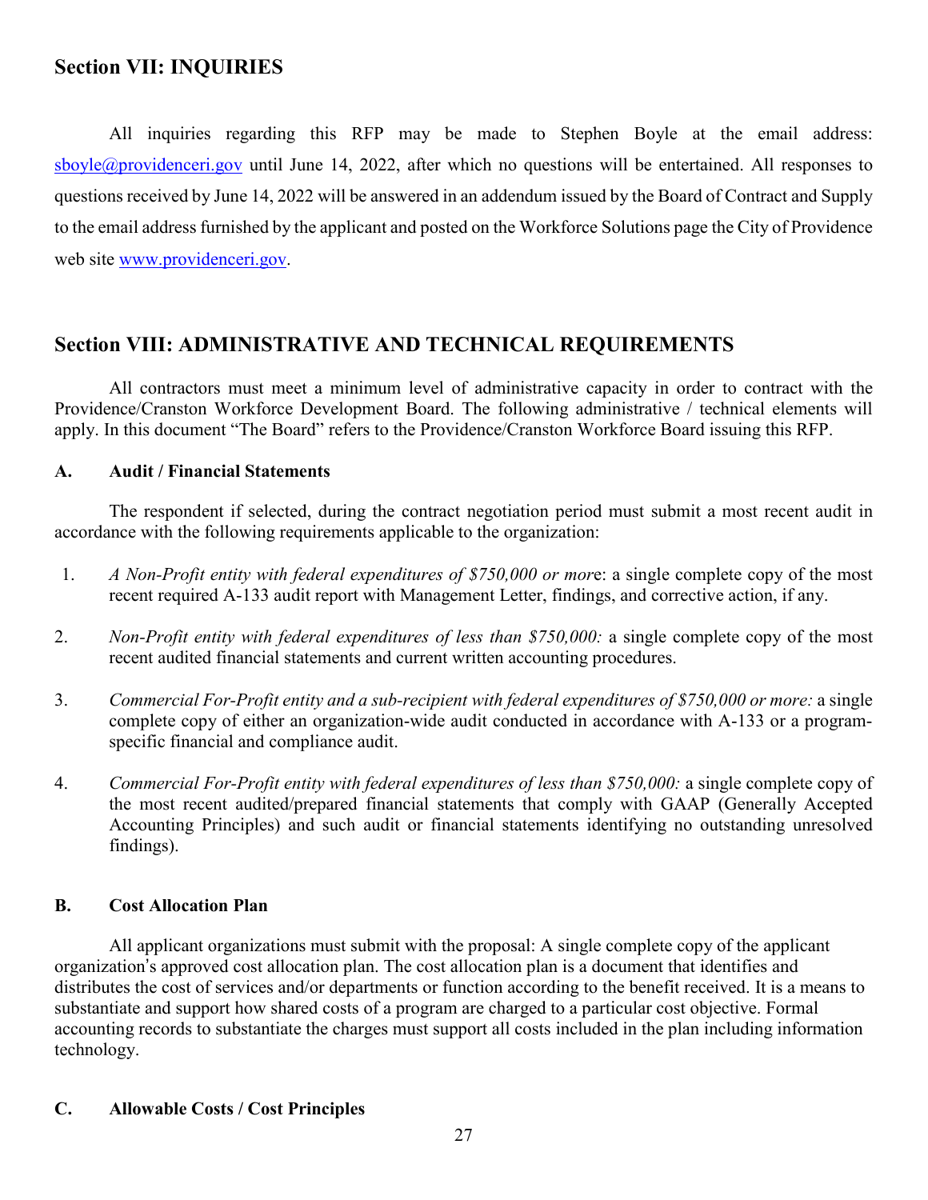## Section VII: INQUIRIES

All inquiries regarding this RFP may be made to Stephen Boyle at the email address: sboyle@providenceri.gov until June 14, 2022, after which no questions will be entertained. All responses to questions received by June 14, 2022 will be answered in an addendum issued by the Board of Contract and Supply to the email address furnished by the applicant and posted on the Workforce Solutions page the City of Providence web site www.providenceri.gov.

## Section VIII: ADMINISTRATIVE AND TECHNICAL REQUIREMENTS

All contractors must meet a minimum level of administrative capacity in order to contract with the Providence/Cranston Workforce Development Board. The following administrative / technical elements will apply. In this document "The Board" refers to the Providence/Cranston Workforce Board issuing this RFP.

### A. Audit / Financial Statements

The respondent if selected, during the contract negotiation period must submit a most recent audit in accordance with the following requirements applicable to the organization:

1. *A Non-Profit entity with federal expenditures of $750,000 or more*: a single complete copy of the most recent required A-133 audit report with Management Letter, findings, and corrective action, if any.
2. *Non-Profit entity with federal expenditures of less than $750,000:* a single complete copy of the most recent audited financial statements and current written accounting procedures.
3. *Commercial For-Profit entity and a sub-recipient with federal expenditures of $750,000 or more:* a single complete copy of either an organization-wide audit conducted in accordance with A-133 or a program-specific financial and compliance audit.
4. *Commercial For-Profit entity with federal expenditures of less than $750,000:* a single complete copy of the most recent audited/prepared financial statements that comply with GAAP (Generally Accepted Accounting Principles) and such audit or financial statements identifying no outstanding unresolved findings).

### B. Cost Allocation Plan

All applicant organizations must submit with the proposal: A single complete copy of the applicant organization's approved cost allocation plan. The cost allocation plan is a document that identifies and distributes the cost of services and/or departments or function according to the benefit received. It is a means to substantiate and support how shared costs of a program are charged to a particular cost objective. Formal accounting records to substantiate the charges must support all costs included in the plan including information technology.

### C. Allowable Costs / Cost Principles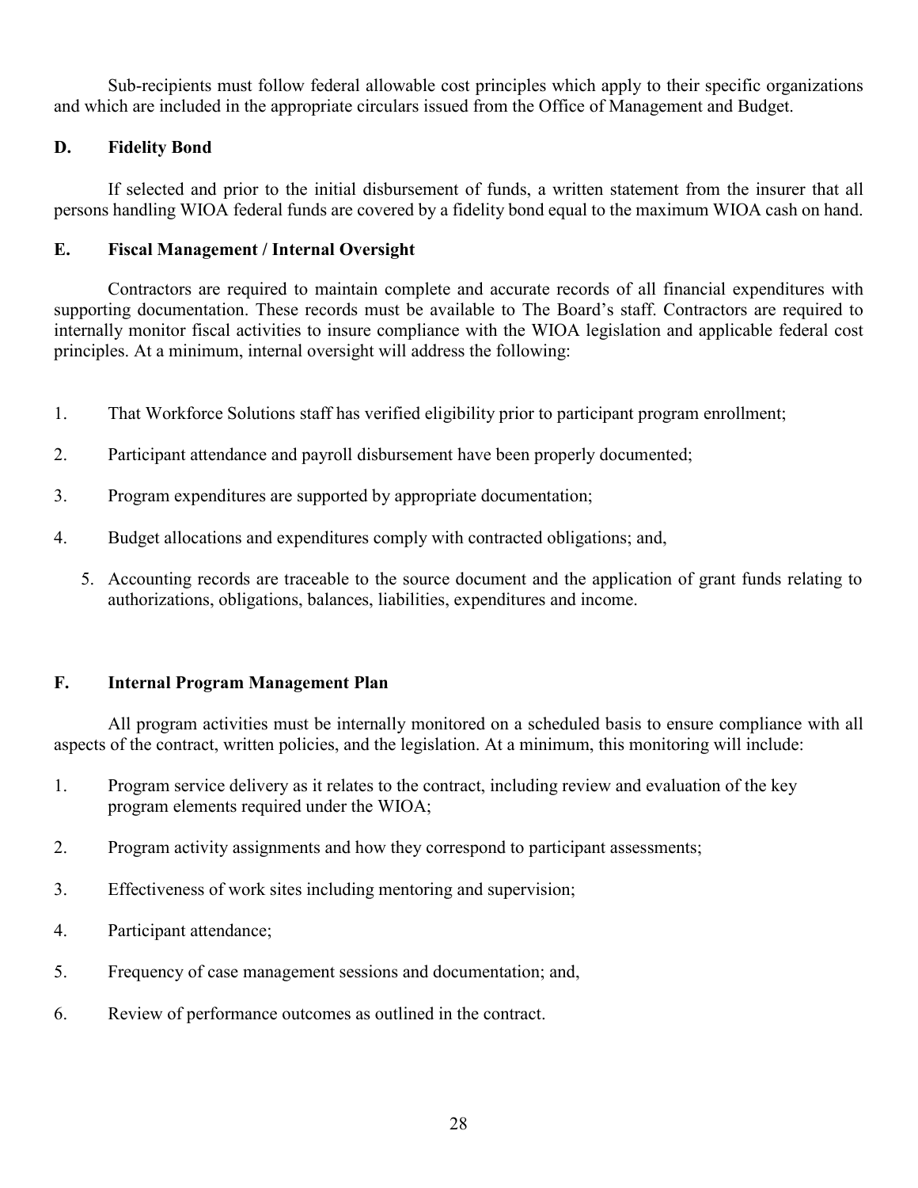Sub-recipients must follow federal allowable cost principles which apply to their specific organizations and which are included in the appropriate circulars issued from the Office of Management and Budget.

### D. Fidelity Bond

If selected and prior to the initial disbursement of funds, a written statement from the insurer that all persons handling WIOA federal funds are covered by a fidelity bond equal to the maximum WIOA cash on hand.

### E. Fiscal Management / Internal Oversight

Contractors are required to maintain complete and accurate records of all financial expenditures with supporting documentation. These records must be available to The Board's staff. Contractors are required to internally monitor fiscal activities to insure compliance with the WIOA legislation and applicable federal cost principles. At a minimum, internal oversight will address the following:

1. That Workforce Solutions staff has verified eligibility prior to participant program enrollment;
2. Participant attendance and payroll disbursement have been properly documented;
3. Program expenditures are supported by appropriate documentation;
4. Budget allocations and expenditures comply with contracted obligations; and,
5. Accounting records are traceable to the source document and the application of grant funds relating to authorizations, obligations, balances, liabilities, expenditures and income.

### F. Internal Program Management Plan

All program activities must be internally monitored on a scheduled basis to ensure compliance with all aspects of the contract, written policies, and the legislation. At a minimum, this monitoring will include:

1. Program service delivery as it relates to the contract, including review and evaluation of the key program elements required under the WIOA;
2. Program activity assignments and how they correspond to participant assessments;
3. Effectiveness of work sites including mentoring and supervision;
4. Participant attendance;
5. Frequency of case management sessions and documentation; and,
6. Review of performance outcomes as outlined in the contract.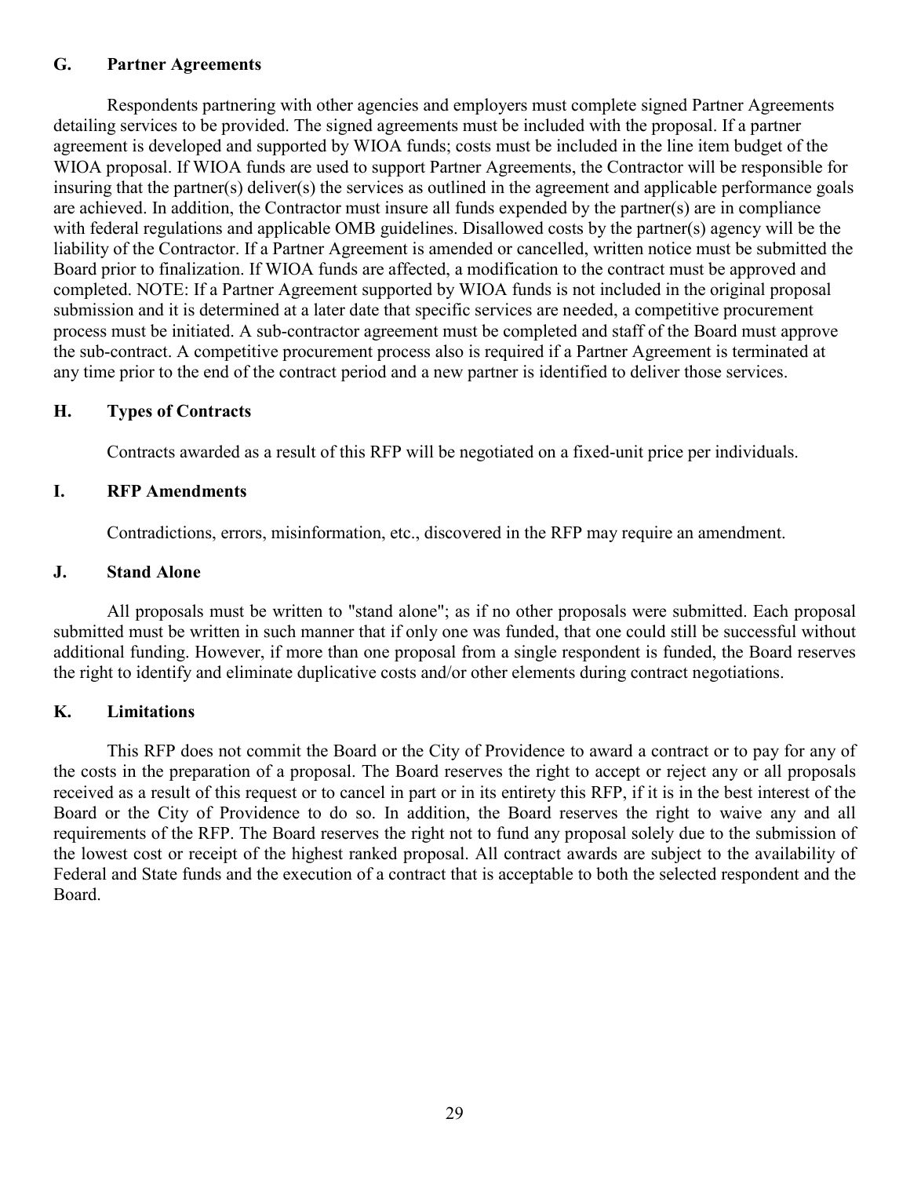## G. Partner Agreements

Respondents partnering with other agencies and employers must complete signed Partner Agreements detailing services to be provided. The signed agreements must be included with the proposal. If a partner agreement is developed and supported by WIOA funds; costs must be included in the line item budget of the WIOA proposal. If WIOA funds are used to support Partner Agreements, the Contractor will be responsible for insuring that the partner(s) deliver(s) the services as outlined in the agreement and applicable performance goals are achieved. In addition, the Contractor must insure all funds expended by the partner(s) are in compliance with federal regulations and applicable OMB guidelines. Disallowed costs by the partner(s) agency will be the liability of the Contractor. If a Partner Agreement is amended or cancelled, written notice must be submitted the Board prior to finalization. If WIOA funds are affected, a modification to the contract must be approved and completed. NOTE: If a Partner Agreement supported by WIOA funds is not included in the original proposal submission and it is determined at a later date that specific services are needed, a competitive procurement process must be initiated. A sub-contractor agreement must be completed and staff of the Board must approve the sub-contract. A competitive procurement process also is required if a Partner Agreement is terminated at any time prior to the end of the contract period and a new partner is identified to deliver those services.

## H. Types of Contracts

Contracts awarded as a result of this RFP will be negotiated on a fixed-unit price per individuals.

## I. RFP Amendments

Contradictions, errors, misinformation, etc., discovered in the RFP may require an amendment.

## J. Stand Alone

All proposals must be written to "stand alone"; as if no other proposals were submitted. Each proposal submitted must be written in such manner that if only one was funded, that one could still be successful without additional funding. However, if more than one proposal from a single respondent is funded, the Board reserves the right to identify and eliminate duplicative costs and/or other elements during contract negotiations.

## K. Limitations

This RFP does not commit the Board or the City of Providence to award a contract or to pay for any of the costs in the preparation of a proposal. The Board reserves the right to accept or reject any or all proposals received as a result of this request or to cancel in part or in its entirety this RFP, if it is in the best interest of the Board or the City of Providence to do so. In addition, the Board reserves the right to waive any and all requirements of the RFP. The Board reserves the right not to fund any proposal solely due to the submission of the lowest cost or receipt of the highest ranked proposal. All contract awards are subject to the availability of Federal and State funds and the execution of a contract that is acceptable to both the selected respondent and the Board.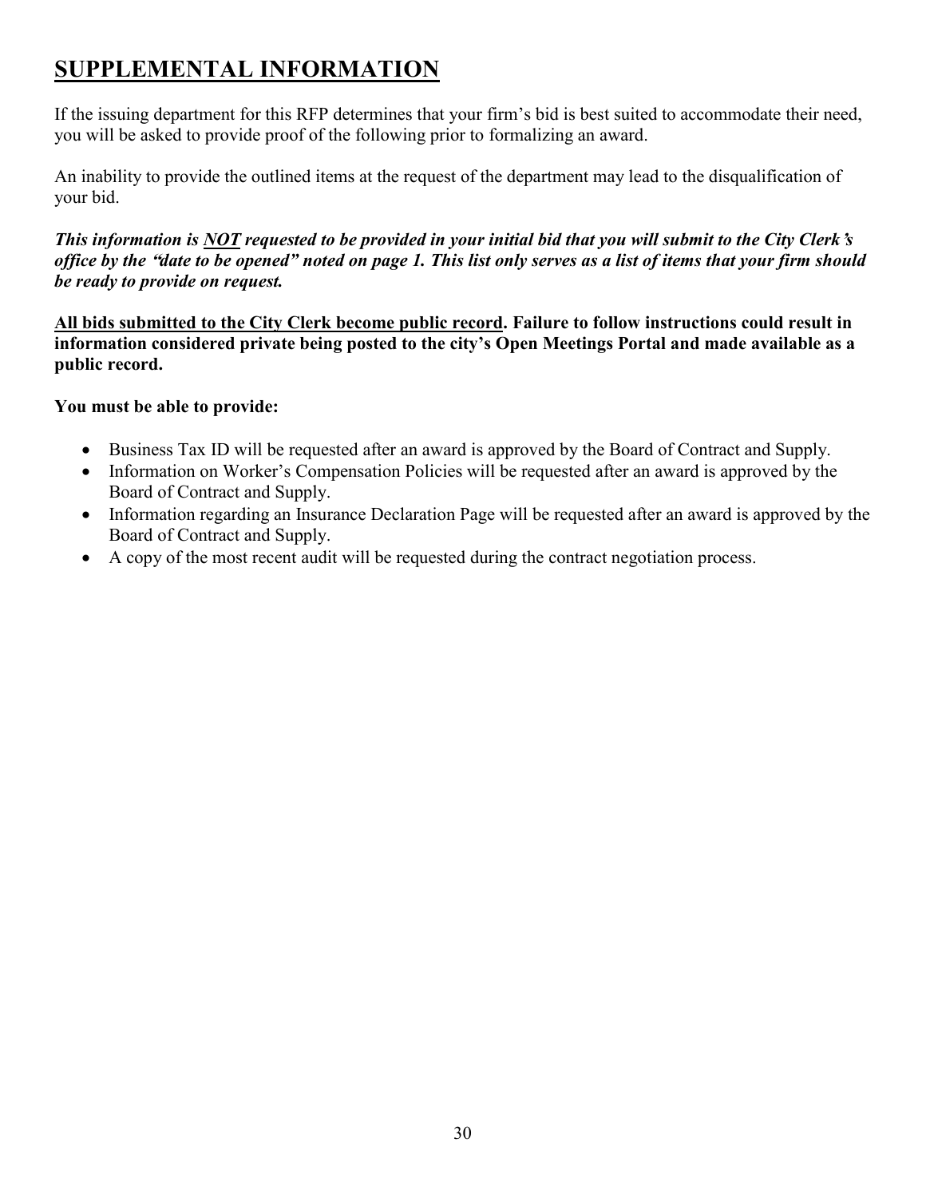# SUPPLEMENTAL INFORMATION

If the issuing department for this RFP determines that your firm's bid is best suited to accommodate their need, you will be asked to provide proof of the following prior to formalizing an award.

An inability to provide the outlined items at the request of the department may lead to the disqualification of your bid.

***This information is NOT requested to be provided in your initial bid that you will submit to the City Clerk's office by the "date to be opened" noted on page 1. This list only serves as a list of items that your firm should be ready to provide on request.***

**All bids submitted to the City Clerk become public record. Failure to follow instructions could result in information considered private being posted to the city's Open Meetings Portal and made available as a public record.**

**You must be able to provide:**

- Business Tax ID will be requested after an award is approved by the Board of Contract and Supply.
- Information on Worker's Compensation Policies will be requested after an award is approved by the Board of Contract and Supply.
- Information regarding an Insurance Declaration Page will be requested after an award is approved by the Board of Contract and Supply.
- A copy of the most recent audit will be requested during the contract negotiation process.